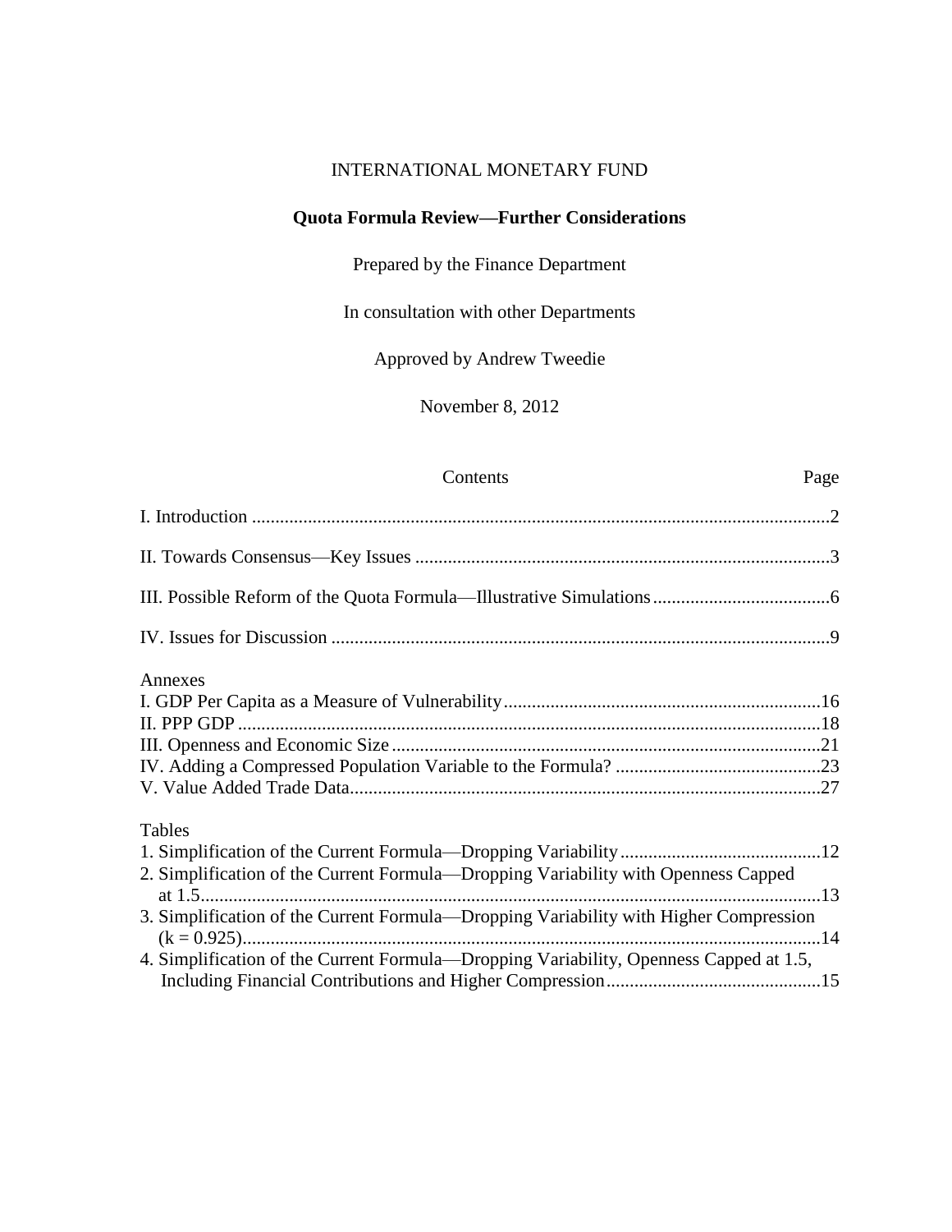INTERNATIONAL MONETARY FUND

# Quota Formula Review—Further Considerations

Prepared by the Finance Department

In consultation with other Departments

Approved by Andrew Tweedie

November 8, 2012

| Contents | Page |
|---|---|
| I. Introduction | 2 |
| II. Towards Consensus—Key Issues | 3 |
| III. Possible Reform of the Quota Formula—Illustrative Simulations | 6 |
| IV. Issues for Discussion | 9 |
| **Annexes** | |
| I. GDP Per Capita as a Measure of Vulnerability | 16 |
| II. PPP GDP | 18 |
| III. Openness and Economic Size | 21 |
| IV. Adding a Compressed Population Variable to the Formula? | 23 |
| V. Value Added Trade Data | 27 |
| **Tables** | |
| 1. Simplification of the Current Formula—Dropping Variability | 12 |
| 2. Simplification of the Current Formula—Dropping Variability with Openness Capped at 1.5 | 13 |
| 3. Simplification of the Current Formula—Dropping Variability with Higher Compression ($k = 0.925$) | 14 |
| 4. Simplification of the Current Formula—Dropping Variability, Openness Capped at 1.5, Including Financial Contributions and Higher Compression | 15 |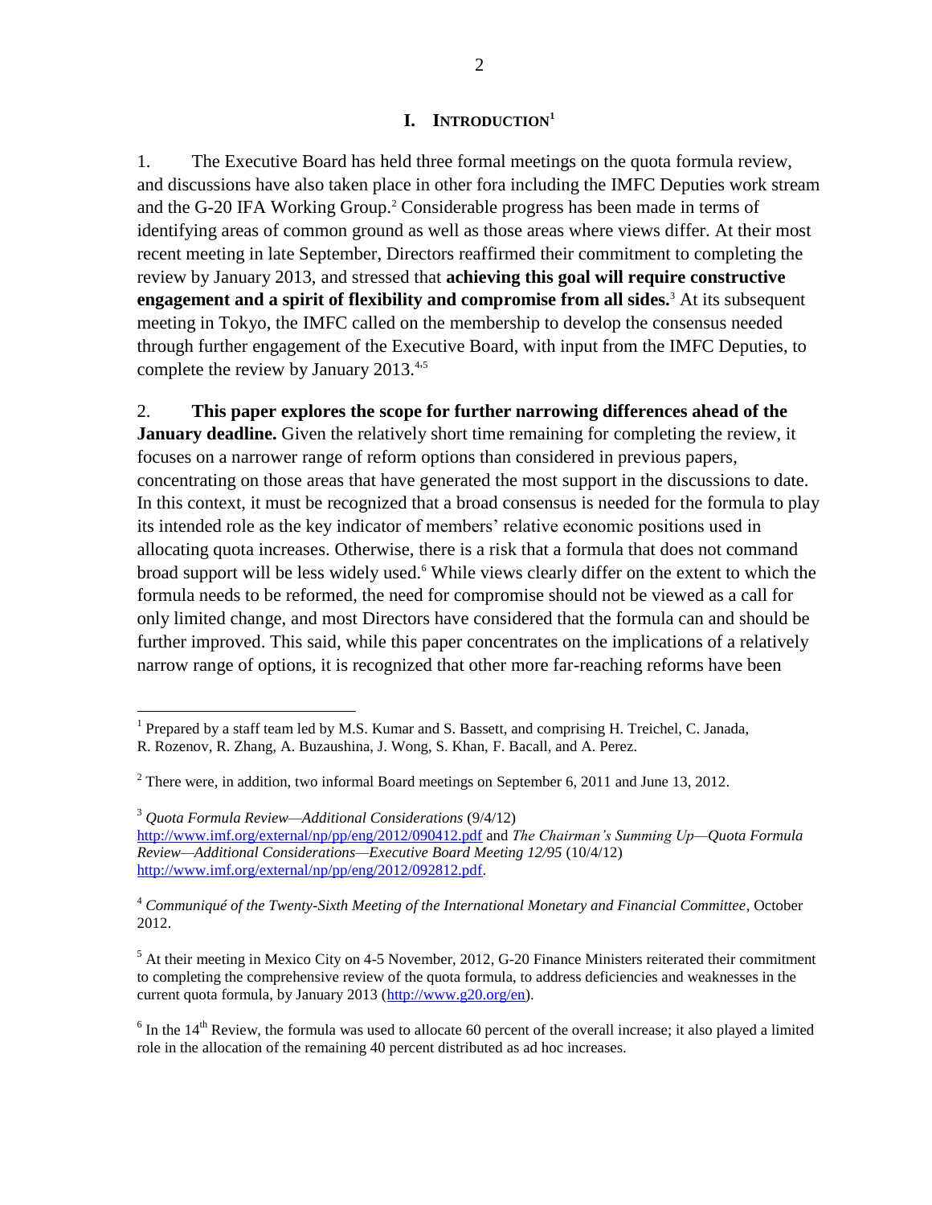# I. INTRODUCTION[1]

1. The Executive Board has held three formal meetings on the quota formula review, and discussions have also taken place in other fora including the IMFC Deputies work stream and the G-20 IFA Working Group.[2] Considerable progress has been made in terms of identifying areas of common ground as well as those areas where views differ. At their most recent meeting in late September, Directors reaffirmed their commitment to completing the review by January 2013, and stressed that **achieving this goal will require constructive engagement and a spirit of flexibility and compromise from all sides.**[3] At its subsequent meeting in Tokyo, the IMFC called on the membership to develop the consensus needed through further engagement of the Executive Board, with input from the IMFC Deputies, to complete the review by January 2013.[4,5]

2. **This paper explores the scope for further narrowing differences ahead of the January deadline.** Given the relatively short time remaining for completing the review, it focuses on a narrower range of reform options than considered in previous papers, concentrating on those areas that have generated the most support in the discussions to date. In this context, it must be recognized that a broad consensus is needed for the formula to play its intended role as the key indicator of members' relative economic positions used in allocating quota increases. Otherwise, there is a risk that a formula that does not command broad support will be less widely used.[6] While views clearly differ on the extent to which the formula needs to be reformed, the need for compromise should not be viewed as a call for only limited change, and most Directors have considered that the formula can and should be further improved. This said, while this paper concentrates on the implications of a relatively narrow range of options, it is recognized that other more far-reaching reforms have been

---

[1] Prepared by a staff team led by M.S. Kumar and S. Bassett, and comprising H. Treichel, C. Janada, R. Rozenov, R. Zhang, A. Buzaushina, J. Wong, S. Khan, F. Bacall, and A. Perez.

[2] There were, in addition, two informal Board meetings on September 6, 2011 and June 13, 2012.

[3] *Quota Formula Review—Additional Considerations* (9/4/12) http://www.imf.org/external/np/pp/eng/2012/090412.pdf and *The Chairman's Summing Up—Quota Formula Review—Additional Considerations—Executive Board Meeting 12/95* (10/4/12) http://www.imf.org/external/np/pp/eng/2012/092812.pdf.

[4] *Communiqué of the Twenty-Sixth Meeting of the International Monetary and Financial Committee*, October 2012.

[5] At their meeting in Mexico City on 4-5 November, 2012, G-20 Finance Ministers reiterated their commitment to completing the comprehensive review of the quota formula, to address deficiencies and weaknesses in the current quota formula, by January 2013 (http://www.g20.org/en).

[6] In the 14th Review, the formula was used to allocate 60 percent of the overall increase; it also played a limited role in the allocation of the remaining 40 percent distributed as ad hoc increases.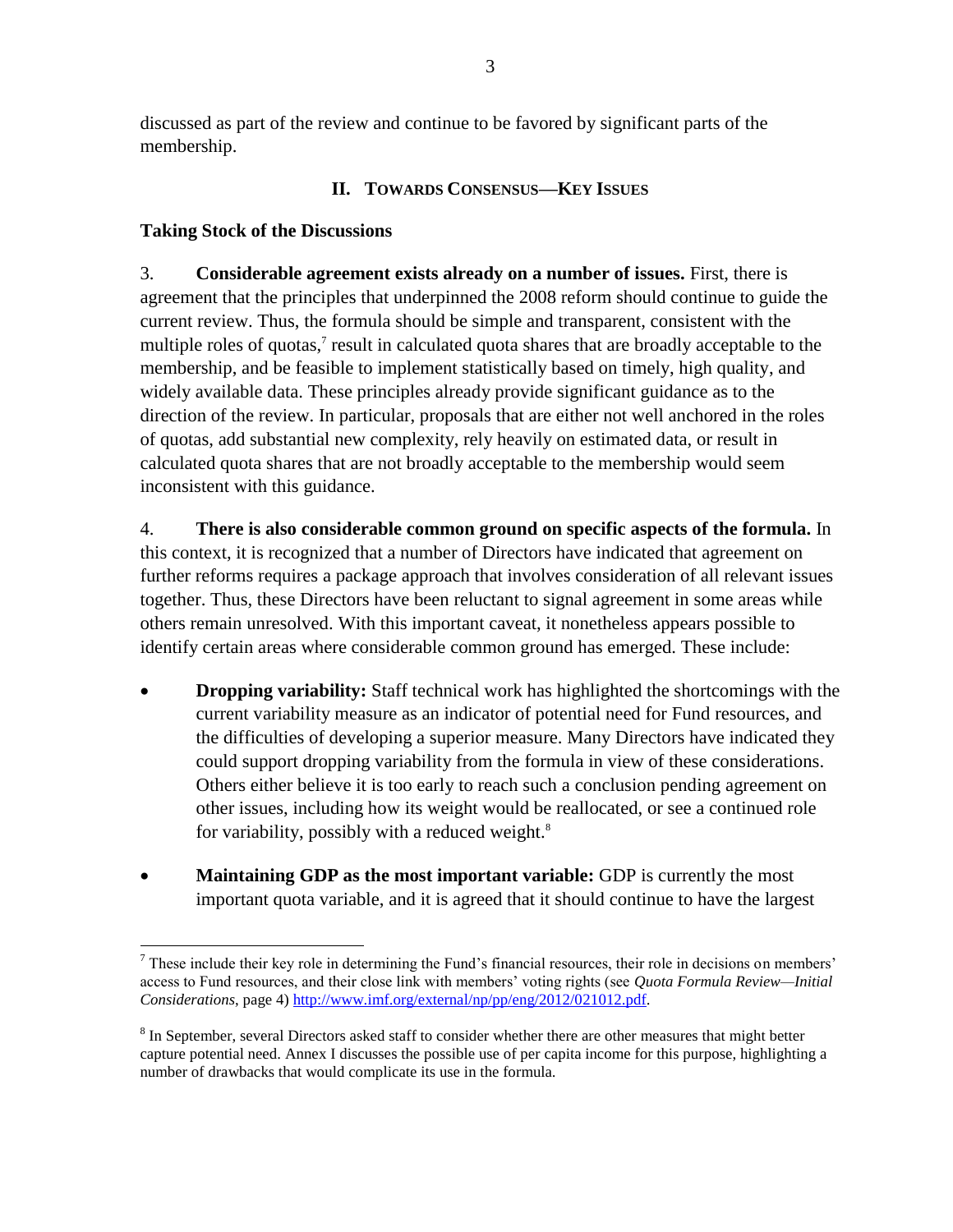discussed as part of the review and continue to be favored by significant parts of the membership.

## II. Towards Consensus—Key Issues

### Taking Stock of the Discussions

3. **Considerable agreement exists already on a number of issues.** First, there is agreement that the principles that underpinned the 2008 reform should continue to guide the current review. Thus, the formula should be simple and transparent, consistent with the multiple roles of quotas,[7] result in calculated quota shares that are broadly acceptable to the membership, and be feasible to implement statistically based on timely, high quality, and widely available data. These principles already provide significant guidance as to the direction of the review. In particular, proposals that are either not well anchored in the roles of quotas, add substantial new complexity, rely heavily on estimated data, or result in calculated quota shares that are not broadly acceptable to the membership would seem inconsistent with this guidance.

4. **There is also considerable common ground on specific aspects of the formula.** In this context, it is recognized that a number of Directors have indicated that agreement on further reforms requires a package approach that involves consideration of all relevant issues together. Thus, these Directors have been reluctant to signal agreement in some areas while others remain unresolved. With this important caveat, it nonetheless appears possible to identify certain areas where considerable common ground has emerged. These include:

- **Dropping variability:** Staff technical work has highlighted the shortcomings with the current variability measure as an indicator of potential need for Fund resources, and the difficulties of developing a superior measure. Many Directors have indicated they could support dropping variability from the formula in view of these considerations. Others either believe it is too early to reach such a conclusion pending agreement on other issues, including how its weight would be reallocated, or see a continued role for variability, possibly with a reduced weight.[8]

- **Maintaining GDP as the most important variable:** GDP is currently the most important quota variable, and it is agreed that it should continue to have the largest

---

[7] These include their key role in determining the Fund's financial resources, their role in decisions on members' access to Fund resources, and their close link with members' voting rights (see *Quota Formula Review—Initial Considerations*, page 4) http://www.imf.org/external/np/pp/eng/2012/021012.pdf.

[8] In September, several Directors asked staff to consider whether there are other measures that might better capture potential need. Annex I discusses the possible use of per capita income for this purpose, highlighting a number of drawbacks that would complicate its use in the formula.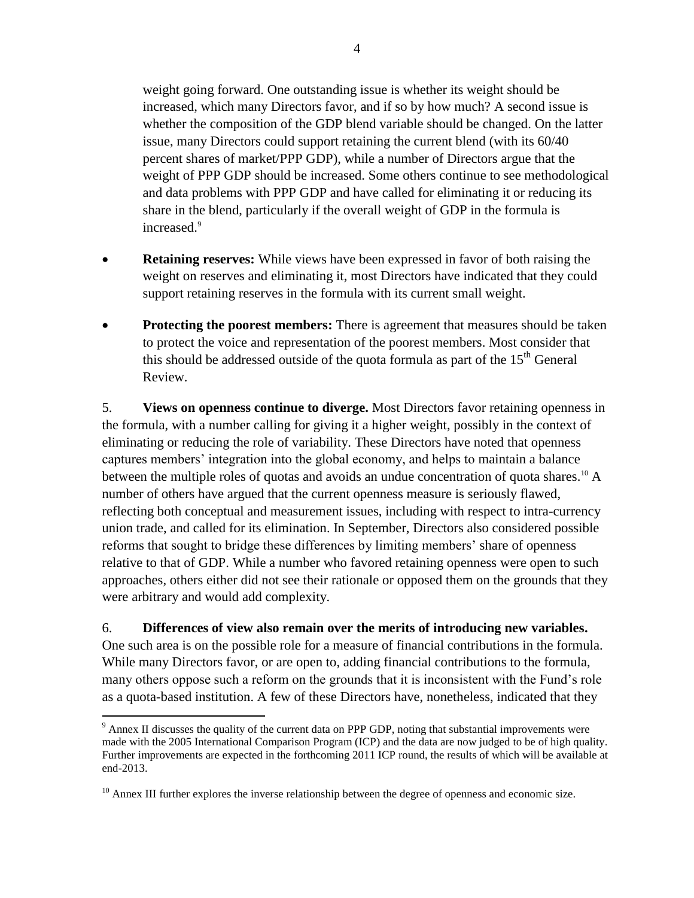weight going forward. One outstanding issue is whether its weight should be increased, which many Directors favor, and if so by how much? A second issue is whether the composition of the GDP blend variable should be changed. On the latter issue, many Directors could support retaining the current blend (with its 60/40 percent shares of market/PPP GDP), while a number of Directors argue that the weight of PPP GDP should be increased. Some others continue to see methodological and data problems with PPP GDP and have called for eliminating it or reducing its share in the blend, particularly if the overall weight of GDP in the formula is increased.[9]

- **Retaining reserves:** While views have been expressed in favor of both raising the weight on reserves and eliminating it, most Directors have indicated that they could support retaining reserves in the formula with its current small weight.

- **Protecting the poorest members:** There is agreement that measures should be taken to protect the voice and representation of the poorest members. Most consider that this should be addressed outside of the quota formula as part of the 15th General Review.

5. **Views on openness continue to diverge.** Most Directors favor retaining openness in the formula, with a number calling for giving it a higher weight, possibly in the context of eliminating or reducing the role of variability. These Directors have noted that openness captures members' integration into the global economy, and helps to maintain a balance between the multiple roles of quotas and avoids an undue concentration of quota shares.[10] A number of others have argued that the current openness measure is seriously flawed, reflecting both conceptual and measurement issues, including with respect to intra-currency union trade, and called for its elimination. In September, Directors also considered possible reforms that sought to bridge these differences by limiting members' share of openness relative to that of GDP. While a number who favored retaining openness were open to such approaches, others either did not see their rationale or opposed them on the grounds that they were arbitrary and would add complexity.

6. **Differences of view also remain over the merits of introducing new variables.** One such area is on the possible role for a measure of financial contributions in the formula. While many Directors favor, or are open to, adding financial contributions to the formula, many others oppose such a reform on the grounds that it is inconsistent with the Fund's role as a quota-based institution. A few of these Directors have, nonetheless, indicated that they

---

[9] Annex II discusses the quality of the current data on PPP GDP, noting that substantial improvements were made with the 2005 International Comparison Program (ICP) and the data are now judged to be of high quality. Further improvements are expected in the forthcoming 2011 ICP round, the results of which will be available at end-2013.

[10] Annex III further explores the inverse relationship between the degree of openness and economic size.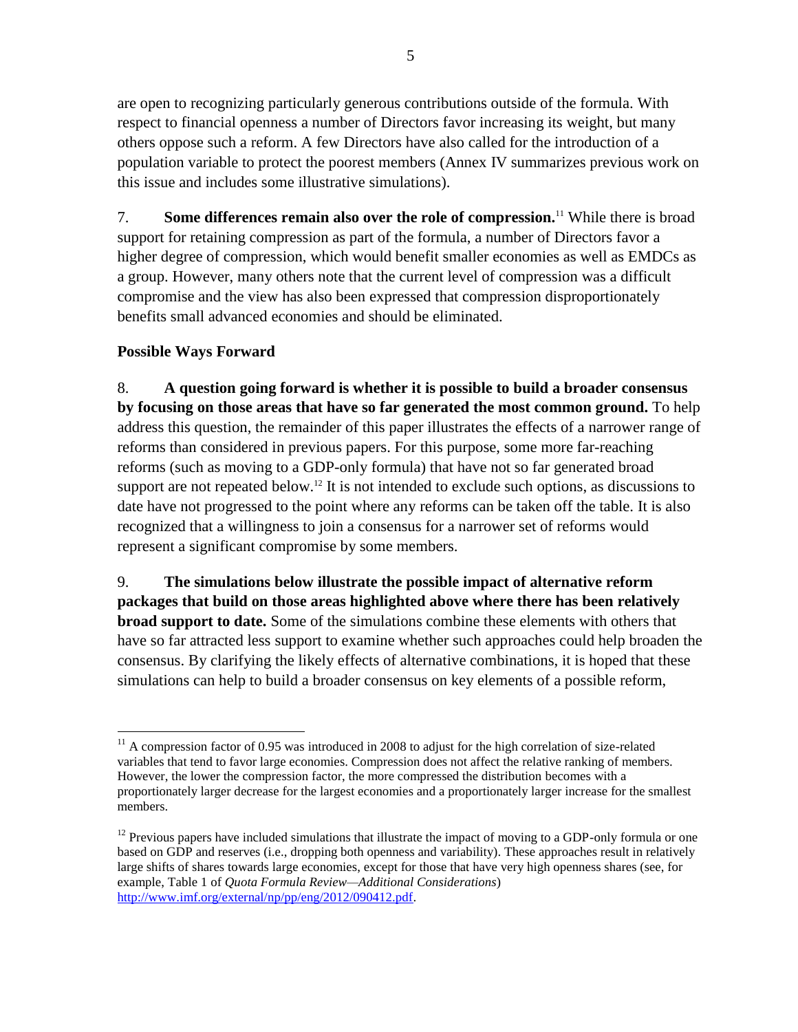are open to recognizing particularly generous contributions outside of the formula. With respect to financial openness a number of Directors favor increasing its weight, but many others oppose such a reform. A few Directors have also called for the introduction of a population variable to protect the poorest members (Annex IV summarizes previous work on this issue and includes some illustrative simulations).

7. **Some differences remain also over the role of compression.**[11] While there is broad support for retaining compression as part of the formula, a number of Directors favor a higher degree of compression, which would benefit smaller economies as well as EMDCs as a group. However, many others note that the current level of compression was a difficult compromise and the view has also been expressed that compression disproportionately benefits small advanced economies and should be eliminated.

**Possible Ways Forward**

8. **A question going forward is whether it is possible to build a broader consensus by focusing on those areas that have so far generated the most common ground.** To help address this question, the remainder of this paper illustrates the effects of a narrower range of reforms than considered in previous papers. For this purpose, some more far-reaching reforms (such as moving to a GDP-only formula) that have not so far generated broad support are not repeated below.[12] It is not intended to exclude such options, as discussions to date have not progressed to the point where any reforms can be taken off the table. It is also recognized that a willingness to join a consensus for a narrower set of reforms would represent a significant compromise by some members.

9. **The simulations below illustrate the possible impact of alternative reform packages that build on those areas highlighted above where there has been relatively broad support to date.** Some of the simulations combine these elements with others that have so far attracted less support to examine whether such approaches could help broaden the consensus. By clarifying the likely effects of alternative combinations, it is hoped that these simulations can help to build a broader consensus on key elements of a possible reform,

---

[11] A compression factor of 0.95 was introduced in 2008 to adjust for the high correlation of size-related variables that tend to favor large economies. Compression does not affect the relative ranking of members. However, the lower the compression factor, the more compressed the distribution becomes with a proportionately larger decrease for the largest economies and a proportionately larger increase for the smallest members.

[12] Previous papers have included simulations that illustrate the impact of moving to a GDP-only formula or one based on GDP and reserves (i.e., dropping both openness and variability). These approaches result in relatively large shifts of shares towards large economies, except for those that have very high openness shares (see, for example, Table 1 of *Quota Formula Review—Additional Considerations*) http://www.imf.org/external/np/pp/eng/2012/090412.pdf.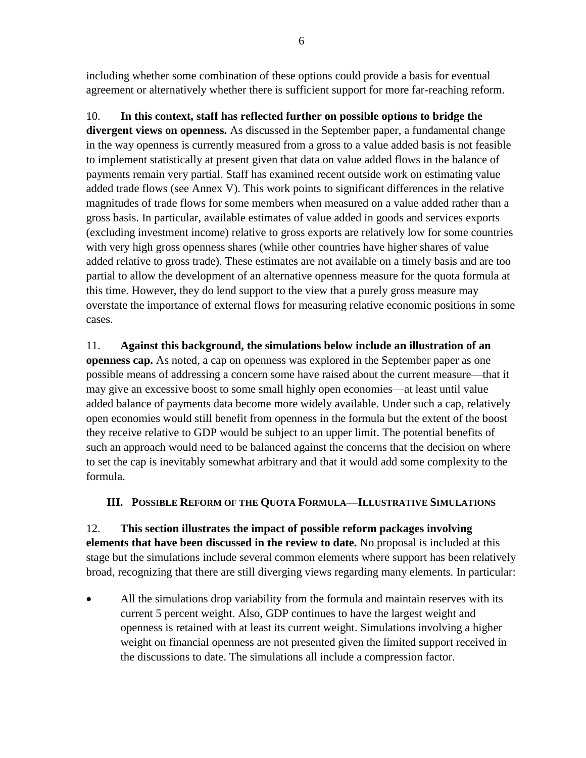including whether some combination of these options could provide a basis for eventual agreement or alternatively whether there is sufficient support for more far-reaching reform.

10. **In this context, staff has reflected further on possible options to bridge the divergent views on openness.** As discussed in the September paper, a fundamental change in the way openness is currently measured from a gross to a value added basis is not feasible to implement statistically at present given that data on value added flows in the balance of payments remain very partial. Staff has examined recent outside work on estimating value added trade flows (see Annex V). This work points to significant differences in the relative magnitudes of trade flows for some members when measured on a value added rather than a gross basis. In particular, available estimates of value added in goods and services exports (excluding investment income) relative to gross exports are relatively low for some countries with very high gross openness shares (while other countries have higher shares of value added relative to gross trade). These estimates are not available on a timely basis and are too partial to allow the development of an alternative openness measure for the quota formula at this time. However, they do lend support to the view that a purely gross measure may overstate the importance of external flows for measuring relative economic positions in some cases.

11. **Against this background, the simulations below include an illustration of an openness cap.** As noted, a cap on openness was explored in the September paper as one possible means of addressing a concern some have raised about the current measure—that it may give an excessive boost to some small highly open economies—at least until value added balance of payments data become more widely available. Under such a cap, relatively open economies would still benefit from openness in the formula but the extent of the boost they receive relative to GDP would be subject to an upper limit. The potential benefits of such an approach would need to be balanced against the concerns that the decision on where to set the cap is inevitably somewhat arbitrary and that it would add some complexity to the formula.

## III. Possible Reform of the Quota Formula—Illustrative Simulations

12. **This section illustrates the impact of possible reform packages involving elements that have been discussed in the review to date.** No proposal is included at this stage but the simulations include several common elements where support has been relatively broad, recognizing that there are still diverging views regarding many elements. In particular:

- All the simulations drop variability from the formula and maintain reserves with its current 5 percent weight. Also, GDP continues to have the largest weight and openness is retained with at least its current weight. Simulations involving a higher weight on financial openness are not presented given the limited support received in the discussions to date. The simulations all include a compression factor.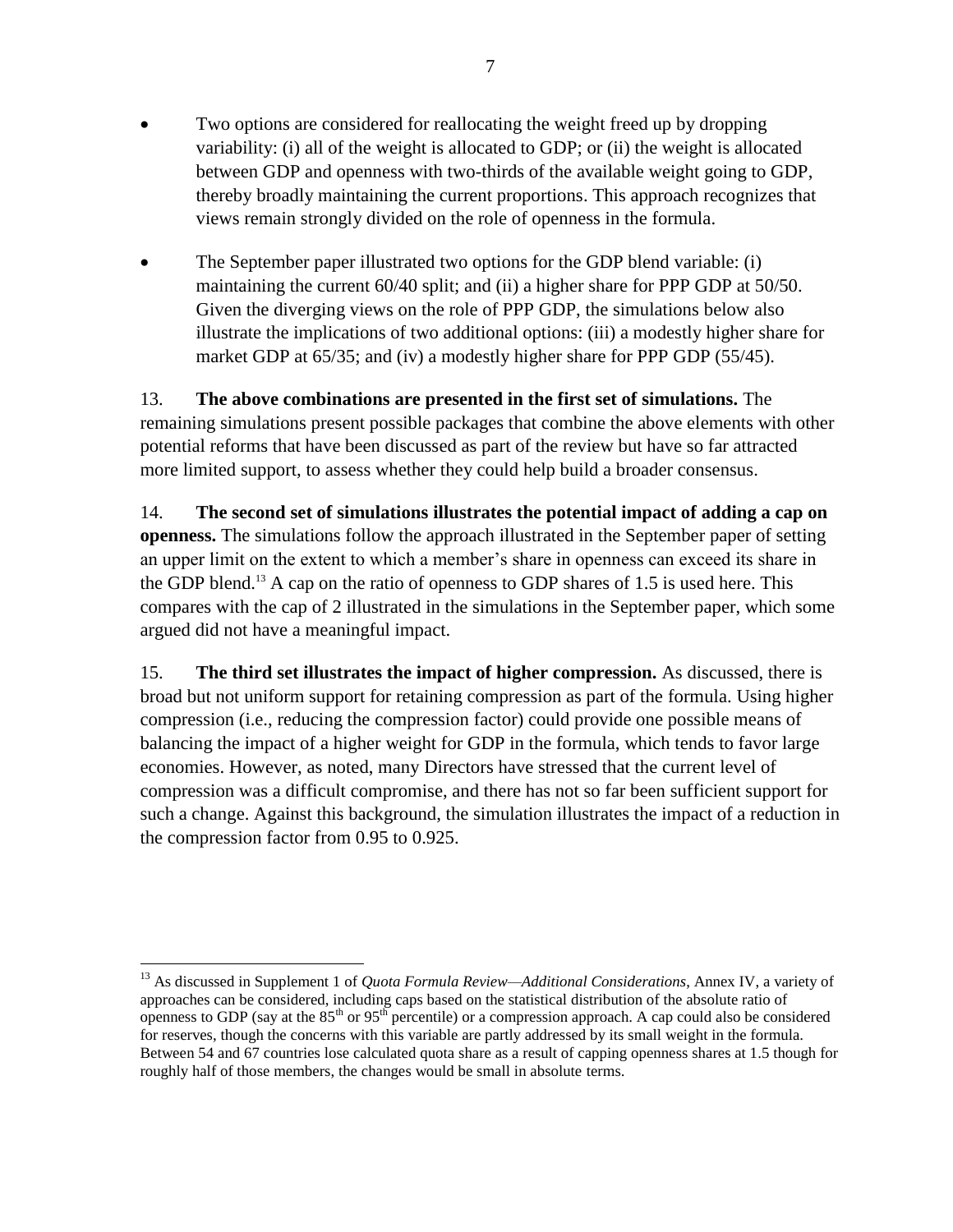- Two options are considered for reallocating the weight freed up by dropping variability: (i) all of the weight is allocated to GDP; or (ii) the weight is allocated between GDP and openness with two-thirds of the available weight going to GDP, thereby broadly maintaining the current proportions. This approach recognizes that views remain strongly divided on the role of openness in the formula.

- The September paper illustrated two options for the GDP blend variable: (i) maintaining the current 60/40 split; and (ii) a higher share for PPP GDP at 50/50. Given the diverging views on the role of PPP GDP, the simulations below also illustrate the implications of two additional options: (iii) a modestly higher share for market GDP at 65/35; and (iv) a modestly higher share for PPP GDP (55/45).

13. **The above combinations are presented in the first set of simulations.** The remaining simulations present possible packages that combine the above elements with other potential reforms that have been discussed as part of the review but have so far attracted more limited support, to assess whether they could help build a broader consensus.

14. **The second set of simulations illustrates the potential impact of adding a cap on openness.** The simulations follow the approach illustrated in the September paper of setting an upper limit on the extent to which a member's share in openness can exceed its share in the GDP blend.[13] A cap on the ratio of openness to GDP shares of 1.5 is used here. This compares with the cap of 2 illustrated in the simulations in the September paper, which some argued did not have a meaningful impact.

15. **The third set illustrates the impact of higher compression.** As discussed, there is broad but not uniform support for retaining compression as part of the formula. Using higher compression (i.e., reducing the compression factor) could provide one possible means of balancing the impact of a higher weight for GDP in the formula, which tends to favor large economies. However, as noted, many Directors have stressed that the current level of compression was a difficult compromise, and there has not so far been sufficient support for such a change. Against this background, the simulation illustrates the impact of a reduction in the compression factor from 0.95 to 0.925.

---

[13] As discussed in Supplement 1 of *Quota Formula Review—Additional Considerations*, Annex IV, a variety of approaches can be considered, including caps based on the statistical distribution of the absolute ratio of openness to GDP (say at the 85th or 95th percentile) or a compression approach. A cap could also be considered for reserves, though the concerns with this variable are partly addressed by its small weight in the formula. Between 54 and 67 countries lose calculated quota share as a result of capping openness shares at 1.5 though for roughly half of those members, the changes would be small in absolute terms.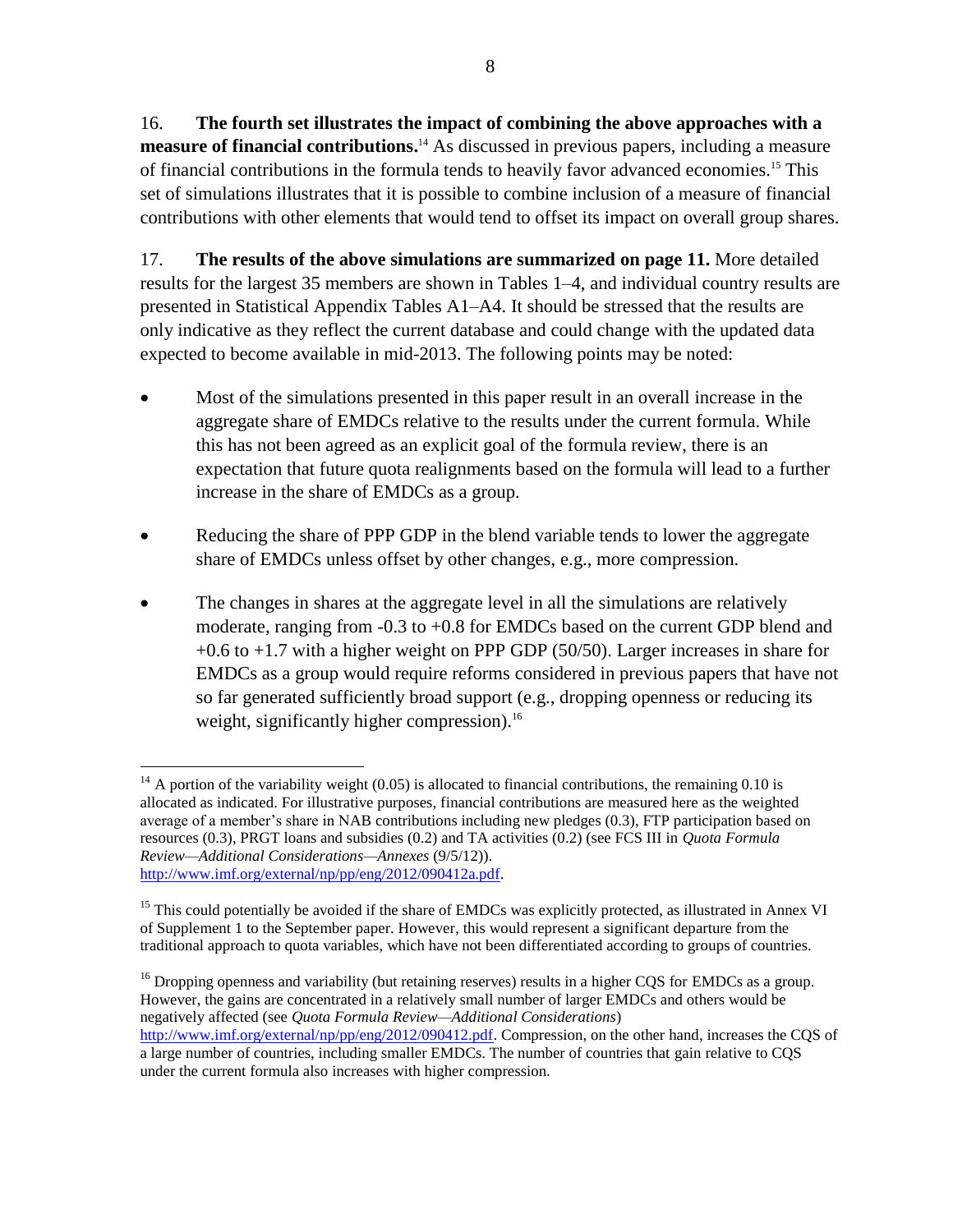16. **The fourth set illustrates the impact of combining the above approaches with a measure of financial contributions.**[14] As discussed in previous papers, including a measure of financial contributions in the formula tends to heavily favor advanced economies.[15] This set of simulations illustrates that it is possible to combine inclusion of a measure of financial contributions with other elements that would tend to offset its impact on overall group shares.

17. **The results of the above simulations are summarized on page 11.** More detailed results for the largest 35 members are shown in Tables 1–4, and individual country results are presented in Statistical Appendix Tables A1–A4. It should be stressed that the results are only indicative as they reflect the current database and could change with the updated data expected to become available in mid-2013. The following points may be noted:

- Most of the simulations presented in this paper result in an overall increase in the aggregate share of EMDCs relative to the results under the current formula. While this has not been agreed as an explicit goal of the formula review, there is an expectation that future quota realignments based on the formula will lead to a further increase in the share of EMDCs as a group.

- Reducing the share of PPP GDP in the blend variable tends to lower the aggregate share of EMDCs unless offset by other changes, e.g., more compression.

- The changes in shares at the aggregate level in all the simulations are relatively moderate, ranging from -0.3 to +0.8 for EMDCs based on the current GDP blend and +0.6 to +1.7 with a higher weight on PPP GDP (50/50). Larger increases in share for EMDCs as a group would require reforms considered in previous papers that have not so far generated sufficiently broad support (e.g., dropping openness or reducing its weight, significantly higher compression).[16]

---

[14] A portion of the variability weight (0.05) is allocated to financial contributions, the remaining 0.10 is allocated as indicated. For illustrative purposes, financial contributions are measured here as the weighted average of a member's share in NAB contributions including new pledges (0.3), FTP participation based on resources (0.3), PRGT loans and subsidies (0.2) and TA activities (0.2) (see FCS III in *Quota Formula Review—Additional Considerations—Annexes* (9/5/12)). http://www.imf.org/external/np/pp/eng/2012/090412a.pdf.

[15] This could potentially be avoided if the share of EMDCs was explicitly protected, as illustrated in Annex VI of Supplement 1 to the September paper. However, this would represent a significant departure from the traditional approach to quota variables, which have not been differentiated according to groups of countries.

[16] Dropping openness and variability (but retaining reserves) results in a higher CQS for EMDCs as a group. However, the gains are concentrated in a relatively small number of larger EMDCs and others would be negatively affected (see *Quota Formula Review—Additional Considerations*) http://www.imf.org/external/np/pp/eng/2012/090412.pdf. Compression, on the other hand, increases the CQS of a large number of countries, including smaller EMDCs. The number of countries that gain relative to CQS under the current formula also increases with higher compression.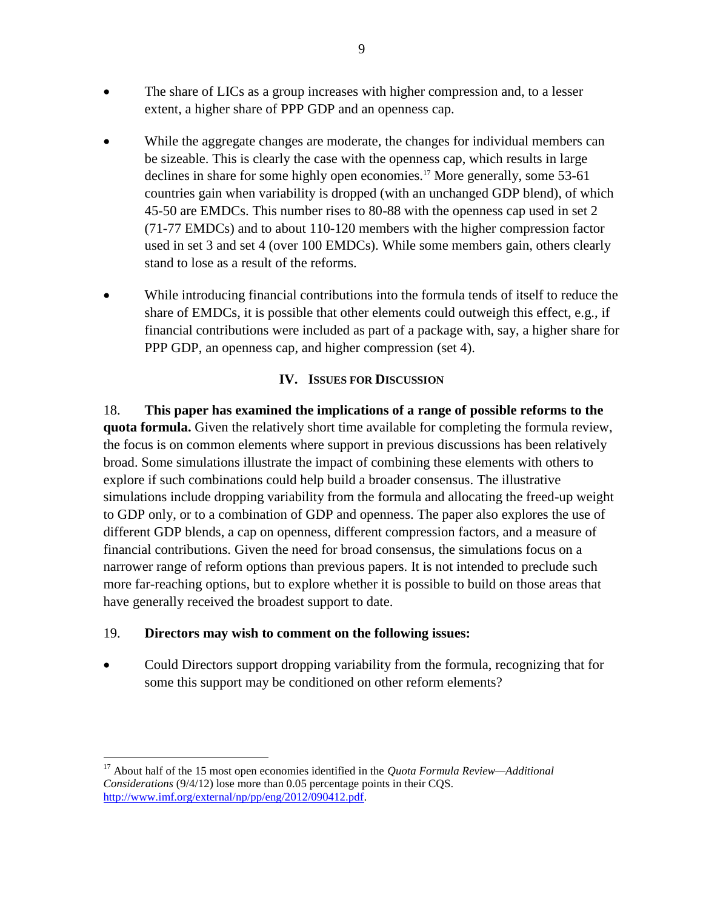- The share of LICs as a group increases with higher compression and, to a lesser extent, a higher share of PPP GDP and an openness cap.

- While the aggregate changes are moderate, the changes for individual members can be sizeable. This is clearly the case with the openness cap, which results in large declines in share for some highly open economies.[17] More generally, some 53-61 countries gain when variability is dropped (with an unchanged GDP blend), of which 45-50 are EMDCs. This number rises to 80-88 with the openness cap used in set 2 (71-77 EMDCs) and to about 110-120 members with the higher compression factor used in set 3 and set 4 (over 100 EMDCs). While some members gain, others clearly stand to lose as a result of the reforms.

- While introducing financial contributions into the formula tends of itself to reduce the share of EMDCs, it is possible that other elements could outweigh this effect, e.g., if financial contributions were included as part of a package with, say, a higher share for PPP GDP, an openness cap, and higher compression (set 4).

## IV. Issues for Discussion

18. **This paper has examined the implications of a range of possible reforms to the quota formula.** Given the relatively short time available for completing the formula review, the focus is on common elements where support in previous discussions has been relatively broad. Some simulations illustrate the impact of combining these elements with others to explore if such combinations could help build a broader consensus. The illustrative simulations include dropping variability from the formula and allocating the freed-up weight to GDP only, or to a combination of GDP and openness. The paper also explores the use of different GDP blends, a cap on openness, different compression factors, and a measure of financial contributions. Given the need for broad consensus, the simulations focus on a narrower range of reform options than previous papers. It is not intended to preclude such more far-reaching options, but to explore whether it is possible to build on those areas that have generally received the broadest support to date.

19. **Directors may wish to comment on the following issues:**

- Could Directors support dropping variability from the formula, recognizing that for some this support may be conditioned on other reform elements?

---

[17] About half of the 15 most open economies identified in the *Quota Formula Review—Additional Considerations* (9/4/12) lose more than 0.05 percentage points in their CQS. http://www.imf.org/external/np/pp/eng/2012/090412.pdf.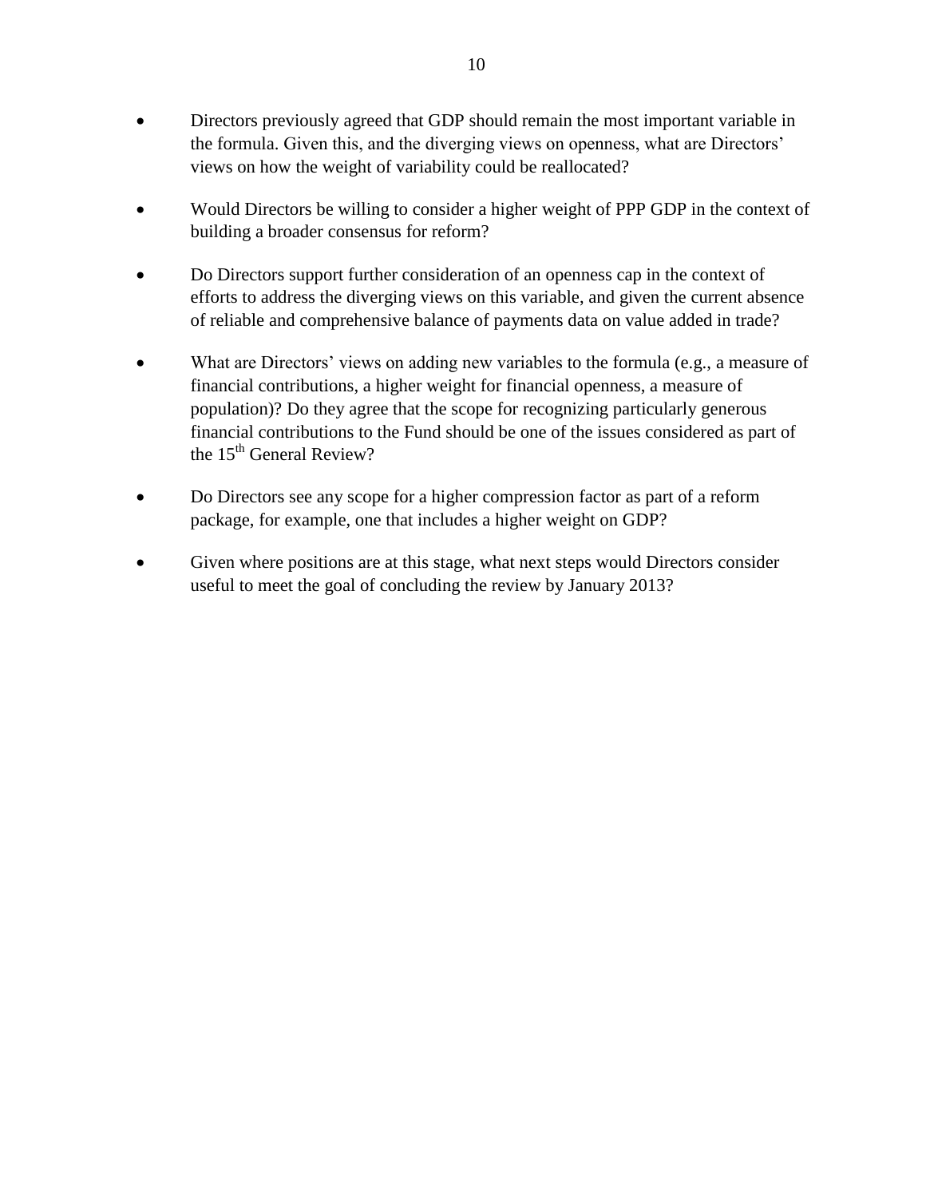- Directors previously agreed that GDP should remain the most important variable in the formula. Given this, and the diverging views on openness, what are Directors' views on how the weight of variability could be reallocated?

- Would Directors be willing to consider a higher weight of PPP GDP in the context of building a broader consensus for reform?

- Do Directors support further consideration of an openness cap in the context of efforts to address the diverging views on this variable, and given the current absence of reliable and comprehensive balance of payments data on value added in trade?

- What are Directors' views on adding new variables to the formula (e.g., a measure of financial contributions, a higher weight for financial openness, a measure of population)? Do they agree that the scope for recognizing particularly generous financial contributions to the Fund should be one of the issues considered as part of the 15th General Review?

- Do Directors see any scope for a higher compression factor as part of a reform package, for example, one that includes a higher weight on GDP?

- Given where positions are at this stage, what next steps would Directors consider useful to meet the goal of concluding the review by January 2013?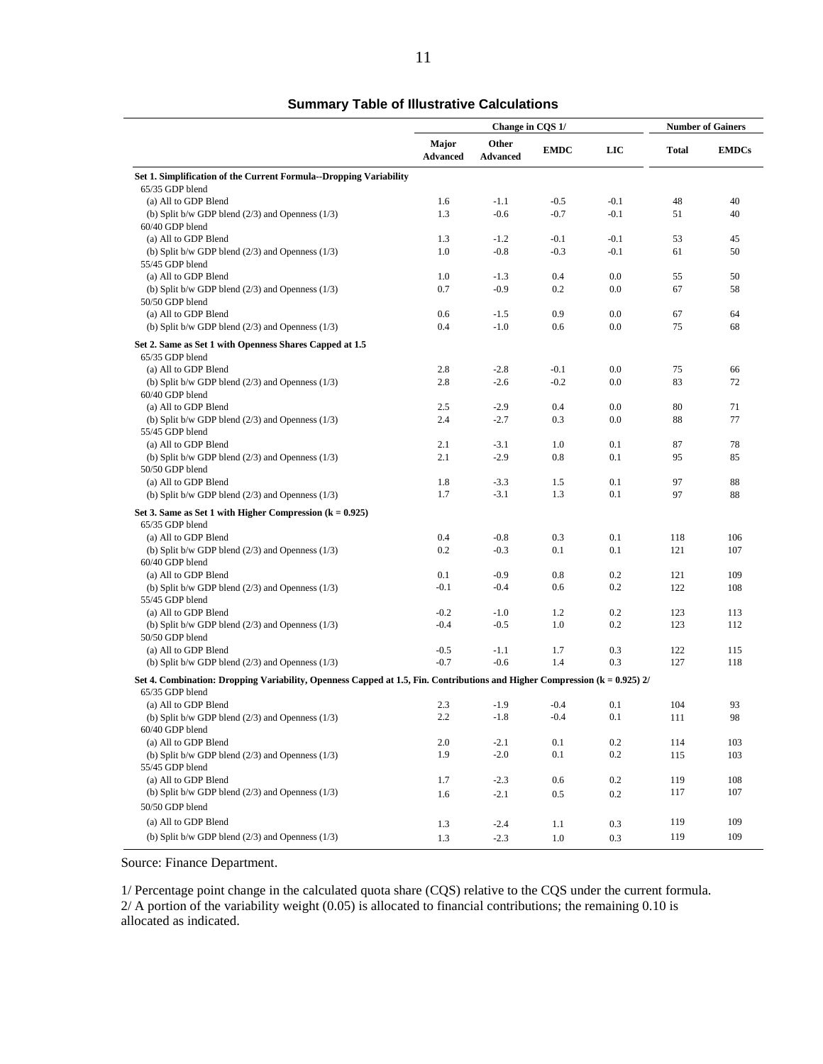## Summary Table of Illustrative Calculations

| | Change in CQS 1/ | | | | Number of Gainers | |
|---|---|---|---|---|---|---|
| | Major Advanced | Other Advanced | EMDC | LIC | Total | EMDCs |
| **Set 1. Simplification of the Current Formula--Dropping Variability** | | | | | | |
| 65/35 GDP blend | | | | | | |
| (a) All to GDP Blend | 1.6 | -1.1 | -0.5 | -0.1 | 48 | 40 |
| (b) Split b/w GDP blend (2/3) and Openness (1/3) | 1.3 | -0.6 | -0.7 | -0.1 | 51 | 40 |
| 60/40 GDP blend | | | | | | |
| (a) All to GDP Blend | 1.3 | -1.2 | -0.1 | -0.1 | 53 | 45 |
| (b) Split b/w GDP blend (2/3) and Openness (1/3) | 1.0 | -0.8 | -0.3 | -0.1 | 61 | 50 |
| 55/45 GDP blend | | | | | | |
| (a) All to GDP Blend | 1.0 | -1.3 | 0.4 | 0.0 | 55 | 50 |
| (b) Split b/w GDP blend (2/3) and Openness (1/3) | 0.7 | -0.9 | 0.2 | 0.0 | 67 | 58 |
| 50/50 GDP blend | | | | | | |
| (a) All to GDP Blend | 0.6 | -1.5 | 0.9 | 0.0 | 67 | 64 |
| (b) Split b/w GDP blend (2/3) and Openness (1/3) | 0.4 | -1.0 | 0.6 | 0.0 | 75 | 68 |
| **Set 2. Same as Set 1 with Openness Shares Capped at 1.5** | | | | | | |
| 65/35 GDP blend | | | | | | |
| (a) All to GDP Blend | 2.8 | -2.8 | -0.1 | 0.0 | 75 | 66 |
| (b) Split b/w GDP blend (2/3) and Openness (1/3) | 2.8 | -2.6 | -0.2 | 0.0 | 83 | 72 |
| 60/40 GDP blend | | | | | | |
| (a) All to GDP Blend | 2.5 | -2.9 | 0.4 | 0.0 | 80 | 71 |
| (b) Split b/w GDP blend (2/3) and Openness (1/3) | 2.4 | -2.7 | 0.3 | 0.0 | 88 | 77 |
| 55/45 GDP blend | | | | | | |
| (a) All to GDP Blend | 2.1 | -3.1 | 1.0 | 0.1 | 87 | 78 |
| (b) Split b/w GDP blend (2/3) and Openness (1/3) | 2.1 | -2.9 | 0.8 | 0.1 | 95 | 85 |
| 50/50 GDP blend | | | | | | |
| (a) All to GDP Blend | 1.8 | -3.3 | 1.5 | 0.1 | 97 | 88 |
| (b) Split b/w GDP blend (2/3) and Openness (1/3) | 1.7 | -3.1 | 1.3 | 0.1 | 97 | 88 |
| **Set 3. Same as Set 1 with Higher Compression (k = 0.925)** | | | | | | |
| 65/35 GDP blend | | | | | | |
| (a) All to GDP Blend | 0.4 | -0.8 | 0.3 | 0.1 | 118 | 106 |
| (b) Split b/w GDP blend (2/3) and Openness (1/3) | 0.2 | -0.3 | 0.1 | 0.1 | 121 | 107 |
| 60/40 GDP blend | | | | | | |
| (a) All to GDP Blend | 0.1 | -0.9 | 0.8 | 0.2 | 121 | 109 |
| (b) Split b/w GDP blend (2/3) and Openness (1/3) | -0.1 | -0.4 | 0.6 | 0.2 | 122 | 108 |
| 55/45 GDP blend | | | | | | |
| (a) All to GDP Blend | -0.2 | -1.0 | 1.2 | 0.2 | 123 | 113 |
| (b) Split b/w GDP blend (2/3) and Openness (1/3) | -0.4 | -0.5 | 1.0 | 0.2 | 123 | 112 |
| 50/50 GDP blend | | | | | | |
| (a) All to GDP Blend | -0.5 | -1.1 | 1.7 | 0.3 | 122 | 115 |
| (b) Split b/w GDP blend (2/3) and Openness (1/3) | -0.7 | -0.6 | 1.4 | 0.3 | 127 | 118 |
| **Set 4. Combination: Dropping Variability, Openness Capped at 1.5, Fin. Contributions and Higher Compression (k = 0.925) 2/** | | | | | | |
| 65/35 GDP blend | | | | | | |
| (a) All to GDP Blend | 2.3 | -1.9 | -0.4 | 0.1 | 104 | 93 |
| (b) Split b/w GDP blend (2/3) and Openness (1/3) | 2.2 | -1.8 | -0.4 | 0.1 | 111 | 98 |
| 60/40 GDP blend | | | | | | |
| (a) All to GDP Blend | 2.0 | -2.1 | 0.1 | 0.2 | 114 | 103 |
| (b) Split b/w GDP blend (2/3) and Openness (1/3) | 1.9 | -2.0 | 0.1 | 0.2 | 115 | 103 |
| 55/45 GDP blend | | | | | | |
| (a) All to GDP Blend | 1.7 | -2.3 | 0.6 | 0.2 | 119 | 108 |
| (b) Split b/w GDP blend (2/3) and Openness (1/3) | 1.6 | -2.1 | 0.5 | 0.2 | 117 | 107 |
| 50/50 GDP blend | | | | | | |
| (a) All to GDP Blend | 1.3 | -2.4 | 1.1 | 0.3 | 119 | 109 |
| (b) Split b/w GDP blend (2/3) and Openness (1/3) | 1.3 | -2.3 | 1.0 | 0.3 | 119 | 109 |

Source: Finance Department.

1/ Percentage point change in the calculated quota share (CQS) relative to the CQS under the current formula.
2/ A portion of the variability weight (0.05) is allocated to financial contributions; the remaining 0.10 is allocated as indicated.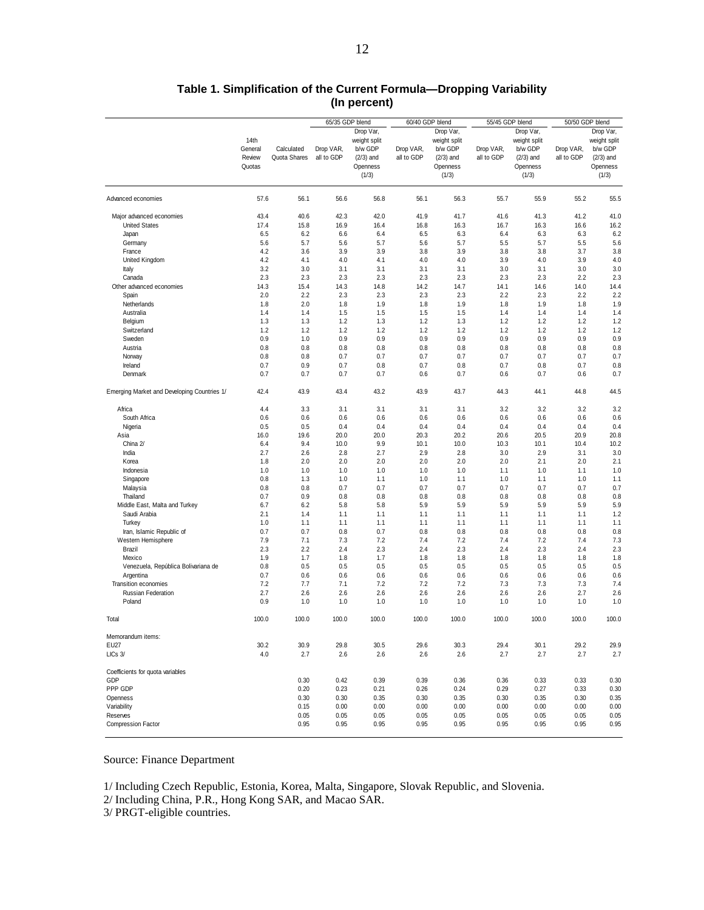**Table 1. Simplification of the Current Formula—Dropping Variability**
**(In percent)**

| | 14th General Review Quotas | Calculated Quota Shares | 65/35 GDP blend | | 60/40 GDP blend | | 55/45 GDP blend | | 50/50 GDP blend | |
|---|---|---|---|---|---|---|---|---|---|---|
| | | | Drop VAR, all to GDP | Drop Var, weight split b/w GDP (2/3) and Openness (1/3) | Drop VAR, all to GDP | Drop Var, weight split b/w GDP (2/3) and Openness (1/3) | Drop VAR, all to GDP | Drop Var, weight split b/w GDP (2/3) and Openness (1/3) | Drop VAR, all to GDP | Drop Var, weight split b/w GDP (2/3) and Openness (1/3) |
| Advanced economies | 57.6 | 56.1 | 56.6 | 56.8 | 56.1 | 56.3 | 55.7 | 55.9 | 55.2 | 55.5 |
| Major advanced economies | 43.4 | 40.6 | 42.3 | 42.0 | 41.9 | 41.7 | 41.6 | 41.3 | 41.2 | 41.0 |
| United States | 17.4 | 15.8 | 16.9 | 16.4 | 16.8 | 16.3 | 16.7 | 16.3 | 16.6 | 16.2 |
| Japan | 6.5 | 6.2 | 6.6 | 6.4 | 6.5 | 6.3 | 6.4 | 6.3 | 6.3 | 6.2 |
| Germany | 5.6 | 5.7 | 5.6 | 5.7 | 5.6 | 5.7 | 5.5 | 5.7 | 5.5 | 5.6 |
| France | 4.2 | 3.6 | 3.9 | 3.9 | 3.8 | 3.9 | 3.8 | 3.8 | 3.7 | 3.8 |
| United Kingdom | 4.2 | 4.1 | 4.0 | 4.1 | 4.0 | 4.0 | 3.9 | 4.0 | 3.9 | 4.0 |
| Italy | 3.2 | 3.0 | 3.1 | 3.1 | 3.1 | 3.1 | 3.0 | 3.1 | 3.0 | 3.0 |
| Canada | 2.3 | 2.3 | 2.3 | 2.3 | 2.3 | 2.3 | 2.3 | 2.3 | 2.2 | 2.3 |
| Other advanced economies | 14.3 | 15.4 | 14.3 | 14.8 | 14.2 | 14.7 | 14.1 | 14.6 | 14.0 | 14.4 |
| Spain | 2.0 | 2.2 | 2.3 | 2.3 | 2.3 | 2.3 | 2.2 | 2.3 | 2.2 | 2.2 |
| Netherlands | 1.8 | 2.0 | 1.8 | 1.9 | 1.8 | 1.9 | 1.8 | 1.9 | 1.8 | 1.9 |
| Australia | 1.4 | 1.4 | 1.5 | 1.5 | 1.5 | 1.5 | 1.4 | 1.4 | 1.4 | 1.4 |
| Belgium | 1.3 | 1.3 | 1.2 | 1.3 | 1.2 | 1.3 | 1.2 | 1.2 | 1.2 | 1.2 |
| Switzerland | 1.2 | 1.2 | 1.2 | 1.2 | 1.2 | 1.2 | 1.2 | 1.2 | 1.2 | 1.2 |
| Sweden | 0.9 | 1.0 | 0.9 | 0.9 | 0.9 | 0.9 | 0.9 | 0.9 | 0.9 | 0.9 |
| Austria | 0.8 | 0.8 | 0.8 | 0.8 | 0.8 | 0.8 | 0.8 | 0.8 | 0.8 | 0.8 |
| Norway | 0.8 | 0.8 | 0.7 | 0.7 | 0.7 | 0.7 | 0.7 | 0.7 | 0.7 | 0.7 |
| Ireland | 0.7 | 0.9 | 0.7 | 0.8 | 0.7 | 0.8 | 0.7 | 0.8 | 0.7 | 0.8 |
| Denmark | 0.7 | 0.7 | 0.7 | 0.7 | 0.6 | 0.7 | 0.6 | 0.7 | 0.6 | 0.7 |
| Emerging Market and Developing Countries 1/ | 42.4 | 43.9 | 43.4 | 43.2 | 43.9 | 43.7 | 44.3 | 44.1 | 44.8 | 44.5 |
| Africa | 4.4 | 3.3 | 3.1 | 3.1 | 3.1 | 3.1 | 3.2 | 3.2 | 3.2 | 3.2 |
| South Africa | 0.6 | 0.6 | 0.6 | 0.6 | 0.6 | 0.6 | 0.6 | 0.6 | 0.6 | 0.6 |
| Nigeria | 0.5 | 0.5 | 0.4 | 0.4 | 0.4 | 0.4 | 0.4 | 0.4 | 0.4 | 0.4 |
| Asia | 16.0 | 19.6 | 20.0 | 20.0 | 20.3 | 20.2 | 20.6 | 20.5 | 20.9 | 20.8 |
| China 2/ | 6.4 | 9.4 | 10.0 | 9.9 | 10.1 | 10.0 | 10.3 | 10.1 | 10.4 | 10.2 |
| India | 2.7 | 2.6 | 2.8 | 2.7 | 2.9 | 2.8 | 3.0 | 2.9 | 3.1 | 3.0 |
| Korea | 1.8 | 2.0 | 2.0 | 2.0 | 2.0 | 2.0 | 2.0 | 2.1 | 2.0 | 2.1 |
| Indonesia | 1.0 | 1.0 | 1.0 | 1.0 | 1.0 | 1.0 | 1.1 | 1.0 | 1.1 | 1.0 |
| Singapore | 0.8 | 1.3 | 1.0 | 1.1 | 1.0 | 1.1 | 1.0 | 1.1 | 1.0 | 1.1 |
| Malaysia | 0.8 | 0.8 | 0.7 | 0.7 | 0.7 | 0.7 | 0.7 | 0.7 | 0.7 | 0.7 |
| Thailand | 0.7 | 0.9 | 0.8 | 0.8 | 0.8 | 0.8 | 0.8 | 0.8 | 0.8 | 0.8 |
| Middle East, Malta and Turkey | 6.7 | 6.2 | 5.8 | 5.8 | 5.9 | 5.9 | 5.9 | 5.9 | 5.9 | 5.9 |
| Saudi Arabia | 2.1 | 1.4 | 1.1 | 1.1 | 1.1 | 1.1 | 1.1 | 1.1 | 1.1 | 1.2 |
| Turkey | 1.0 | 1.1 | 1.1 | 1.1 | 1.1 | 1.1 | 1.1 | 1.1 | 1.1 | 1.1 |
| Iran, Islamic Republic of | 0.7 | 0.7 | 0.8 | 0.7 | 0.8 | 0.8 | 0.8 | 0.8 | 0.8 | 0.8 |
| Western Hemisphere | 7.9 | 7.1 | 7.3 | 7.2 | 7.4 | 7.2 | 7.4 | 7.2 | 7.4 | 7.3 |
| Brazil | 2.3 | 2.2 | 2.4 | 2.3 | 2.4 | 2.3 | 2.4 | 2.3 | 2.4 | 2.3 |
| Mexico | 1.9 | 1.7 | 1.8 | 1.7 | 1.8 | 1.8 | 1.8 | 1.8 | 1.8 | 1.8 |
| Venezuela, República Bolivariana de | 0.8 | 0.5 | 0.5 | 0.5 | 0.5 | 0.5 | 0.5 | 0.5 | 0.5 | 0.5 |
| Argentina | 0.7 | 0.6 | 0.6 | 0.6 | 0.6 | 0.6 | 0.6 | 0.6 | 0.6 | 0.6 |
| Transition economies | 7.2 | 7.7 | 7.1 | 7.2 | 7.2 | 7.2 | 7.3 | 7.3 | 7.3 | 7.4 |
| Russian Federation | 2.7 | 2.6 | 2.6 | 2.6 | 2.6 | 2.6 | 2.6 | 2.6 | 2.7 | 2.6 |
| Poland | 0.9 | 1.0 | 1.0 | 1.0 | 1.0 | 1.0 | 1.0 | 1.0 | 1.0 | 1.0 |
| Total | 100.0 | 100.0 | 100.0 | 100.0 | 100.0 | 100.0 | 100.0 | 100.0 | 100.0 | 100.0 |
| Memorandum items: | | | | | | | | | | |
| EU27 | 30.2 | 30.9 | 29.8 | 30.5 | 29.6 | 30.3 | 29.4 | 30.1 | 29.2 | 29.9 |
| LICs 3/ | 4.0 | 2.7 | 2.6 | 2.6 | 2.6 | 2.6 | 2.7 | 2.7 | 2.7 | 2.7 |
| Coefficients for quota variables | | | | | | | | | | |
| GDP | | 0.30 | 0.42 | 0.39 | 0.39 | 0.36 | 0.36 | 0.33 | 0.33 | 0.30 |
| PPP GDP | | 0.20 | 0.23 | 0.21 | 0.26 | 0.24 | 0.29 | 0.27 | 0.33 | 0.30 |
| Openness | | 0.30 | 0.30 | 0.35 | 0.30 | 0.35 | 0.30 | 0.35 | 0.30 | 0.35 |
| Variability | | 0.15 | 0.00 | 0.00 | 0.00 | 0.00 | 0.00 | 0.00 | 0.00 | 0.00 |
| Reserves | | 0.05 | 0.05 | 0.05 | 0.05 | 0.05 | 0.05 | 0.05 | 0.05 | 0.05 |
| Compression Factor | | 0.95 | 0.95 | 0.95 | 0.95 | 0.95 | 0.95 | 0.95 | 0.95 | 0.95 |

Source: Finance Department

1/ Including Czech Republic, Estonia, Korea, Malta, Singapore, Slovak Republic, and Slovenia.
2/ Including China, P.R., Hong Kong SAR, and Macao SAR.
3/ PRGT-eligible countries.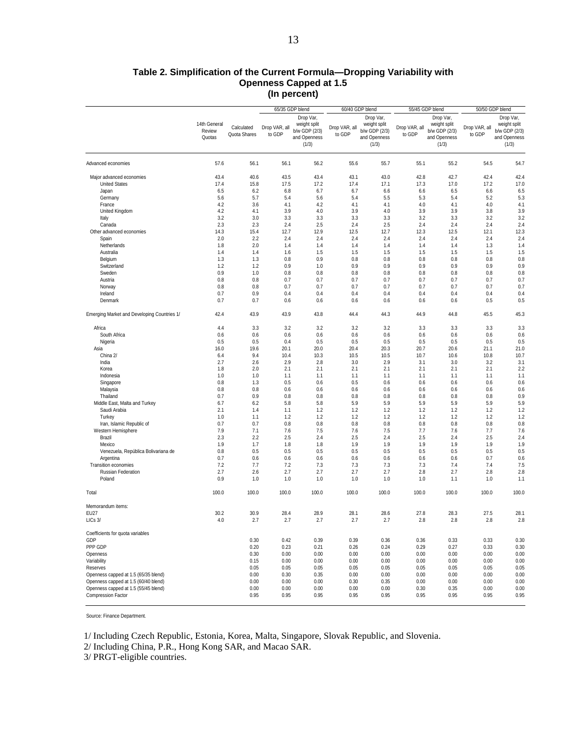**Table 2. Simplification of the Current Formula—Dropping Variability with Openness Capped at 1.5**
**(In percent)**

| | 14th General Review Quotas | Calculated Quota Shares | 65/35 GDP blend | | 60/40 GDP blend | | 55/45 GDP blend | | 50/50 GDP blend | |
|---|---|---|---|---|---|---|---|---|---|---|
| | | | Drop VAR, all to GDP | Drop Var, weight split b/w GDP (2/3) and Openness (1/3) | Drop VAR, all to GDP | Drop Var, weight split b/w GDP (2/3) and Openness (1/3) | Drop VAR, all to GDP | Drop Var, weight split b/w GDP (2/3) and Openness (1/3) | Drop VAR, all to GDP | Drop Var, weight split b/w GDP (2/3) and Openness (1/3) |
| Advanced economies | 57.6 | 56.1 | 56.1 | 56.2 | 55.6 | 55.7 | 55.1 | 55.2 | 54.5 | 54.7 |
| Major advanced economies | 43.4 | 40.6 | 43.5 | 43.4 | 43.1 | 43.0 | 42.8 | 42.7 | 42.4 | 42.4 |
| United States | 17.4 | 15.8 | 17.5 | 17.2 | 17.4 | 17.1 | 17.3 | 17.0 | 17.2 | 17.0 |
| Japan | 6.5 | 6.2 | 6.8 | 6.7 | 6.7 | 6.6 | 6.6 | 6.5 | 6.6 | 6.5 |
| Germany | 5.6 | 5.7 | 5.4 | 5.6 | 5.4 | 5.5 | 5.3 | 5.4 | 5.2 | 5.3 |
| France | 4.2 | 3.6 | 4.1 | 4.2 | 4.1 | 4.1 | 4.0 | 4.1 | 4.0 | 4.1 |
| United Kingdom | 4.2 | 4.1 | 3.9 | 4.0 | 3.9 | 4.0 | 3.9 | 3.9 | 3.8 | 3.9 |
| Italy | 3.2 | 3.0 | 3.3 | 3.3 | 3.3 | 3.3 | 3.2 | 3.3 | 3.2 | 3.2 |
| Canada | 2.3 | 2.3 | 2.4 | 2.5 | 2.4 | 2.5 | 2.4 | 2.4 | 2.4 | 2.4 |
| Other advanced economies | 14.3 | 15.4 | 12.7 | 12.9 | 12.5 | 12.7 | 12.3 | 12.5 | 12.1 | 12.3 |
| Spain | 2.0 | 2.2 | 2.4 | 2.4 | 2.4 | 2.4 | 2.4 | 2.4 | 2.4 | 2.4 |
| Netherlands | 1.8 | 2.0 | 1.4 | 1.4 | 1.4 | 1.4 | 1.4 | 1.4 | 1.3 | 1.4 |
| Australia | 1.4 | 1.4 | 1.6 | 1.5 | 1.5 | 1.5 | 1.5 | 1.5 | 1.5 | 1.5 |
| Belgium | 1.3 | 1.3 | 0.8 | 0.9 | 0.8 | 0.8 | 0.8 | 0.8 | 0.8 | 0.8 |
| Switzerland | 1.2 | 1.2 | 0.9 | 1.0 | 0.9 | 0.9 | 0.9 | 0.9 | 0.9 | 0.9 |
| Sweden | 0.9 | 1.0 | 0.8 | 0.8 | 0.8 | 0.8 | 0.8 | 0.8 | 0.8 | 0.8 |
| Austria | 0.8 | 0.8 | 0.7 | 0.7 | 0.7 | 0.7 | 0.7 | 0.7 | 0.7 | 0.7 |
| Norway | 0.8 | 0.8 | 0.7 | 0.7 | 0.7 | 0.7 | 0.7 | 0.7 | 0.7 | 0.7 |
| Ireland | 0.7 | 0.9 | 0.4 | 0.4 | 0.4 | 0.4 | 0.4 | 0.4 | 0.4 | 0.4 |
| Denmark | 0.7 | 0.7 | 0.6 | 0.6 | 0.6 | 0.6 | 0.6 | 0.6 | 0.5 | 0.5 |
| Emerging Market and Developing Countries 1/ | 42.4 | 43.9 | 43.9 | 43.8 | 44.4 | 44.3 | 44.9 | 44.8 | 45.5 | 45.3 |
| Africa | 4.4 | 3.3 | 3.2 | 3.2 | 3.2 | 3.2 | 3.3 | 3.3 | 3.3 | 3.3 |
| South Africa | 0.6 | 0.6 | 0.6 | 0.6 | 0.6 | 0.6 | 0.6 | 0.6 | 0.6 | 0.6 |
| Nigeria | 0.5 | 0.5 | 0.4 | 0.5 | 0.5 | 0.5 | 0.5 | 0.5 | 0.5 | 0.5 |
| Asia | 16.0 | 19.6 | 20.1 | 20.0 | 20.4 | 20.3 | 20.7 | 20.6 | 21.1 | 21.0 |
| China 2/ | 6.4 | 9.4 | 10.4 | 10.3 | 10.5 | 10.5 | 10.7 | 10.6 | 10.8 | 10.7 |
| India | 2.7 | 2.6 | 2.9 | 2.8 | 3.0 | 2.9 | 3.1 | 3.0 | 3.2 | 3.1 |
| Korea | 1.8 | 2.0 | 2.1 | 2.1 | 2.1 | 2.1 | 2.1 | 2.1 | 2.1 | 2.2 |
| Indonesia | 1.0 | 1.0 | 1.1 | 1.1 | 1.1 | 1.1 | 1.1 | 1.1 | 1.1 | 1.1 |
| Singapore | 0.8 | 1.3 | 0.5 | 0.6 | 0.5 | 0.6 | 0.6 | 0.6 | 0.6 | 0.6 |
| Malaysia | 0.8 | 0.8 | 0.6 | 0.6 | 0.6 | 0.6 | 0.6 | 0.6 | 0.6 | 0.6 |
| Thailand | 0.7 | 0.9 | 0.8 | 0.8 | 0.8 | 0.8 | 0.8 | 0.8 | 0.8 | 0.9 |
| Middle East, Malta and Turkey | 6.7 | 6.2 | 5.8 | 5.8 | 5.9 | 5.9 | 5.9 | 5.9 | 5.9 | 5.9 |
| Saudi Arabia | 2.1 | 1.4 | 1.1 | 1.2 | 1.2 | 1.2 | 1.2 | 1.2 | 1.2 | 1.2 |
| Turkey | 1.0 | 1.1 | 1.2 | 1.2 | 1.2 | 1.2 | 1.2 | 1.2 | 1.2 | 1.2 |
| Iran, Islamic Republic of | 0.7 | 0.7 | 0.8 | 0.8 | 0.8 | 0.8 | 0.8 | 0.8 | 0.8 | 0.8 |
| Western Hemisphere | 7.9 | 7.1 | 7.6 | 7.5 | 7.6 | 7.5 | 7.7 | 7.6 | 7.7 | 7.6 |
| Brazil | 2.3 | 2.2 | 2.5 | 2.4 | 2.5 | 2.4 | 2.5 | 2.4 | 2.5 | 2.4 |
| Mexico | 1.9 | 1.7 | 1.8 | 1.8 | 1.9 | 1.9 | 1.9 | 1.9 | 1.9 | 1.9 |
| Venezuela, República Bolivariana de | 0.8 | 0.5 | 0.5 | 0.5 | 0.5 | 0.5 | 0.5 | 0.5 | 0.5 | 0.5 |
| Argentina | 0.7 | 0.6 | 0.6 | 0.6 | 0.6 | 0.6 | 0.6 | 0.6 | 0.7 | 0.6 |
| Transition economies | 7.2 | 7.7 | 7.2 | 7.3 | 7.3 | 7.3 | 7.3 | 7.4 | 7.4 | 7.5 |
| Russian Federation | 2.7 | 2.6 | 2.7 | 2.7 | 2.7 | 2.7 | 2.8 | 2.7 | 2.8 | 2.8 |
| Poland | 0.9 | 1.0 | 1.0 | 1.0 | 1.0 | 1.0 | 1.0 | 1.1 | 1.0 | 1.1 |
| Total | 100.0 | 100.0 | 100.0 | 100.0 | 100.0 | 100.0 | 100.0 | 100.0 | 100.0 | 100.0 |
| Memorandum items: | | | | | | | | | | |
| EU27 | 30.2 | 30.9 | 28.4 | 28.9 | 28.1 | 28.6 | 27.8 | 28.3 | 27.5 | 28.1 |
| LICs 3/ | 4.0 | 2.7 | 2.7 | 2.7 | 2.7 | 2.7 | 2.8 | 2.8 | 2.8 | 2.8 |
| Coefficients for quota variables | | | | | | | | | | |
| GDP | | 0.30 | 0.42 | 0.39 | 0.39 | 0.36 | 0.36 | 0.33 | 0.33 | 0.30 |
| PPP GDP | | 0.20 | 0.23 | 0.21 | 0.26 | 0.24 | 0.29 | 0.27 | 0.33 | 0.30 |
| Openness | | 0.30 | 0.00 | 0.00 | 0.00 | 0.00 | 0.00 | 0.00 | 0.00 | 0.00 |
| Variability | | 0.15 | 0.00 | 0.00 | 0.00 | 0.00 | 0.00 | 0.00 | 0.00 | 0.00 |
| Reserves | | 0.05 | 0.05 | 0.05 | 0.05 | 0.05 | 0.05 | 0.05 | 0.05 | 0.05 |
| Openness capped at 1.5 (65/35 blend) | | 0.00 | 0.30 | 0.35 | 0.00 | 0.00 | 0.00 | 0.00 | 0.00 | 0.00 |
| Openness capped at 1.5 (60/40 blend) | | 0.00 | 0.00 | 0.00 | 0.30 | 0.35 | 0.00 | 0.00 | 0.00 | 0.00 |
| Openness capped at 1.5 (55/45 blend) | | 0.00 | 0.00 | 0.00 | 0.00 | 0.00 | 0.30 | 0.35 | 0.00 | 0.00 |
| Compression Factor | | 0.95 | 0.95 | 0.95 | 0.95 | 0.95 | 0.95 | 0.95 | 0.95 | 0.95 |

Source: Finance Department.

1/ Including Czech Republic, Estonia, Korea, Malta, Singapore, Slovak Republic, and Slovenia.
2/ Including China, P.R., Hong Kong SAR, and Macao SAR.
3/ PRGT-eligible countries.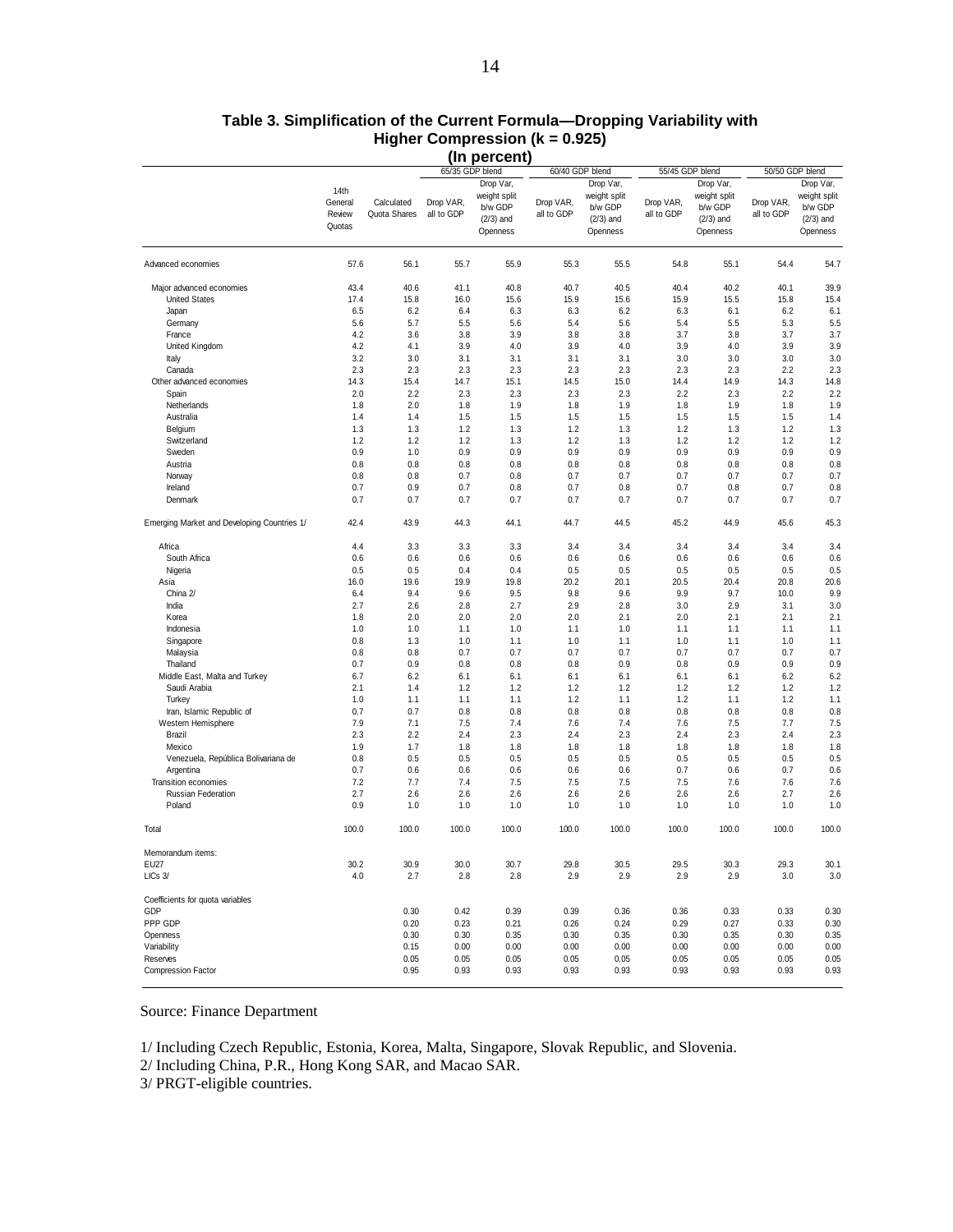**Table 3. Simplification of the Current Formula—Dropping Variability with Higher Compression (k = 0.925)**
**(In percent)**

| | 14th General Review Quotas | Calculated Quota Shares | 65/35 GDP blend | | 60/40 GDP blend | | 55/45 GDP blend | | 50/50 GDP blend | |
|---|---|---|---|---|---|---|---|---|---|---|
| | | | Drop VAR, all to GDP | Drop Var, weight split b/w GDP (2/3) and Openness | Drop VAR, all to GDP | Drop Var, weight split b/w GDP (2/3) and Openness | Drop VAR, all to GDP | Drop Var, weight split b/w GDP (2/3) and Openness | Drop VAR, all to GDP | Drop Var, weight split b/w GDP (2/3) and Openness |
| Advanced economies | 57.6 | 56.1 | 55.7 | 55.9 | 55.3 | 55.5 | 54.8 | 55.1 | 54.4 | 54.7 |
| Major advanced economies | 43.4 | 40.6 | 41.1 | 40.8 | 40.7 | 40.5 | 40.4 | 40.2 | 40.1 | 39.9 |
| United States | 17.4 | 15.8 | 16.0 | 15.6 | 15.9 | 15.6 | 15.9 | 15.5 | 15.8 | 15.4 |
| Japan | 6.5 | 6.2 | 6.4 | 6.3 | 6.3 | 6.2 | 6.3 | 6.1 | 6.2 | 6.1 |
| Germany | 5.6 | 5.7 | 5.5 | 5.6 | 5.4 | 5.6 | 5.4 | 5.5 | 5.3 | 5.5 |
| France | 4.2 | 3.6 | 3.8 | 3.9 | 3.8 | 3.8 | 3.7 | 3.8 | 3.7 | 3.7 |
| United Kingdom | 4.2 | 4.1 | 3.9 | 4.0 | 3.9 | 4.0 | 3.9 | 4.0 | 3.9 | 3.9 |
| Italy | 3.2 | 3.0 | 3.1 | 3.1 | 3.1 | 3.1 | 3.0 | 3.0 | 3.0 | 3.0 |
| Canada | 2.3 | 2.3 | 2.3 | 2.3 | 2.3 | 2.3 | 2.3 | 2.3 | 2.2 | 2.3 |
| Other advanced economies | 14.3 | 15.4 | 14.7 | 15.1 | 14.5 | 15.0 | 14.4 | 14.9 | 14.3 | 14.8 |
| Spain | 2.0 | 2.2 | 2.3 | 2.3 | 2.3 | 2.3 | 2.2 | 2.3 | 2.2 | 2.2 |
| Netherlands | 1.8 | 2.0 | 1.8 | 1.9 | 1.8 | 1.9 | 1.8 | 1.9 | 1.8 | 1.9 |
| Australia | 1.4 | 1.4 | 1.5 | 1.5 | 1.5 | 1.5 | 1.5 | 1.5 | 1.5 | 1.4 |
| Belgium | 1.3 | 1.3 | 1.2 | 1.3 | 1.2 | 1.3 | 1.2 | 1.3 | 1.2 | 1.3 |
| Switzerland | 1.2 | 1.2 | 1.2 | 1.3 | 1.2 | 1.3 | 1.2 | 1.2 | 1.2 | 1.2 |
| Sweden | 0.9 | 1.0 | 0.9 | 0.9 | 0.9 | 0.9 | 0.9 | 0.9 | 0.9 | 0.9 |
| Austria | 0.8 | 0.8 | 0.8 | 0.8 | 0.8 | 0.8 | 0.8 | 0.8 | 0.8 | 0.8 |
| Norway | 0.8 | 0.8 | 0.7 | 0.8 | 0.7 | 0.7 | 0.7 | 0.7 | 0.7 | 0.7 |
| Ireland | 0.7 | 0.9 | 0.7 | 0.8 | 0.7 | 0.8 | 0.7 | 0.8 | 0.7 | 0.8 |
| Denmark | 0.7 | 0.7 | 0.7 | 0.7 | 0.7 | 0.7 | 0.7 | 0.7 | 0.7 | 0.7 |
| Emerging Market and Developing Countries 1/ | 42.4 | 43.9 | 44.3 | 44.1 | 44.7 | 44.5 | 45.2 | 44.9 | 45.6 | 45.3 |
| Africa | 4.4 | 3.3 | 3.3 | 3.3 | 3.4 | 3.4 | 3.4 | 3.4 | 3.4 | 3.4 |
| South Africa | 0.6 | 0.6 | 0.6 | 0.6 | 0.6 | 0.6 | 0.6 | 0.6 | 0.6 | 0.6 |
| Nigeria | 0.5 | 0.5 | 0.4 | 0.4 | 0.5 | 0.5 | 0.5 | 0.5 | 0.5 | 0.5 |
| Asia | 16.0 | 19.6 | 19.9 | 19.8 | 20.2 | 20.1 | 20.5 | 20.4 | 20.8 | 20.6 |
| China 2/ | 6.4 | 9.4 | 9.6 | 9.5 | 9.8 | 9.6 | 9.9 | 9.7 | 10.0 | 9.9 |
| India | 2.7 | 2.6 | 2.8 | 2.7 | 2.9 | 2.8 | 3.0 | 2.9 | 3.1 | 3.0 |
| Korea | 1.8 | 2.0 | 2.0 | 2.0 | 2.0 | 2.1 | 2.0 | 2.1 | 2.1 | 2.1 |
| Indonesia | 1.0 | 1.0 | 1.1 | 1.0 | 1.1 | 1.0 | 1.1 | 1.1 | 1.1 | 1.1 |
| Singapore | 0.8 | 1.3 | 1.0 | 1.1 | 1.0 | 1.1 | 1.0 | 1.1 | 1.0 | 1.1 |
| Malaysia | 0.8 | 0.8 | 0.7 | 0.7 | 0.7 | 0.7 | 0.7 | 0.7 | 0.7 | 0.7 |
| Thailand | 0.7 | 0.9 | 0.8 | 0.8 | 0.8 | 0.9 | 0.8 | 0.9 | 0.9 | 0.9 |
| Middle East, Malta and Turkey | 6.7 | 6.2 | 6.1 | 6.1 | 6.1 | 6.1 | 6.1 | 6.1 | 6.2 | 6.2 |
| Saudi Arabia | 2.1 | 1.4 | 1.2 | 1.2 | 1.2 | 1.2 | 1.2 | 1.2 | 1.2 | 1.2 |
| Turkey | 1.0 | 1.1 | 1.1 | 1.1 | 1.2 | 1.1 | 1.2 | 1.1 | 1.2 | 1.1 |
| Iran, Islamic Republic of | 0.7 | 0.7 | 0.8 | 0.8 | 0.8 | 0.8 | 0.8 | 0.8 | 0.8 | 0.8 |
| Western Hemisphere | 7.9 | 7.1 | 7.5 | 7.4 | 7.6 | 7.4 | 7.6 | 7.5 | 7.7 | 7.5 |
| Brazil | 2.3 | 2.2 | 2.4 | 2.3 | 2.4 | 2.3 | 2.4 | 2.3 | 2.4 | 2.3 |
| Mexico | 1.9 | 1.7 | 1.8 | 1.8 | 1.8 | 1.8 | 1.8 | 1.8 | 1.8 | 1.8 |
| Venezuela, República Bolivariana de | 0.8 | 0.5 | 0.5 | 0.5 | 0.5 | 0.5 | 0.5 | 0.5 | 0.5 | 0.5 |
| Argentina | 0.7 | 0.6 | 0.6 | 0.6 | 0.6 | 0.6 | 0.7 | 0.6 | 0.7 | 0.6 |
| Transition economies | 7.2 | 7.7 | 7.4 | 7.5 | 7.5 | 7.5 | 7.5 | 7.6 | 7.6 | 7.6 |
| Russian Federation | 2.7 | 2.6 | 2.6 | 2.6 | 2.6 | 2.6 | 2.6 | 2.6 | 2.7 | 2.6 |
| Poland | 0.9 | 1.0 | 1.0 | 1.0 | 1.0 | 1.0 | 1.0 | 1.0 | 1.0 | 1.0 |
| Total | 100.0 | 100.0 | 100.0 | 100.0 | 100.0 | 100.0 | 100.0 | 100.0 | 100.0 | 100.0 |
| Memorandum items: | | | | | | | | | | |
| EU27 | 30.2 | 30.9 | 30.0 | 30.7 | 29.8 | 30.5 | 29.5 | 30.3 | 29.3 | 30.1 |
| LICs 3/ | 4.0 | 2.7 | 2.8 | 2.8 | 2.9 | 2.9 | 2.9 | 2.9 | 3.0 | 3.0 |
| Coefficients for quota variables | | | | | | | | | | |
| GDP | | 0.30 | 0.42 | 0.39 | 0.39 | 0.36 | 0.36 | 0.33 | 0.33 | 0.30 |
| PPP GDP | | 0.20 | 0.23 | 0.21 | 0.26 | 0.24 | 0.29 | 0.27 | 0.33 | 0.30 |
| Openness | | 0.30 | 0.30 | 0.35 | 0.30 | 0.35 | 0.30 | 0.35 | 0.30 | 0.35 |
| Variability | | 0.15 | 0.00 | 0.00 | 0.00 | 0.00 | 0.00 | 0.00 | 0.00 | 0.00 |
| Reserves | | 0.05 | 0.05 | 0.05 | 0.05 | 0.05 | 0.05 | 0.05 | 0.05 | 0.05 |
| Compression Factor | | 0.95 | 0.93 | 0.93 | 0.93 | 0.93 | 0.93 | 0.93 | 0.93 | 0.93 |

Source: Finance Department

1/ Including Czech Republic, Estonia, Korea, Malta, Singapore, Slovak Republic, and Slovenia.
2/ Including China, P.R., Hong Kong SAR, and Macao SAR.
3/ PRGT-eligible countries.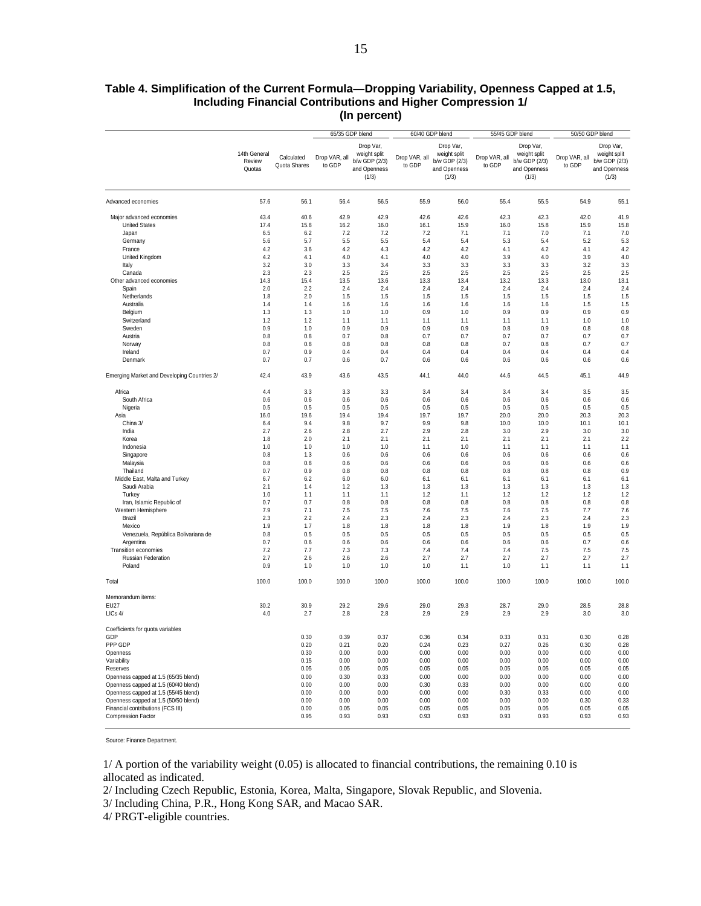**Table 4. Simplification of the Current Formula—Dropping Variability, Openness Capped at 1.5, Including Financial Contributions and Higher Compression 1/**
**(In percent)**

| | 14th General Review Quotas | Calculated Quota Shares | 65/35 GDP blend | | 60/40 GDP blend | | 55/45 GDP blend | | 50/50 GDP blend | |
|---|---|---|---|---|---|---|---|---|---|---|
| | | | Drop VAR, all to GDP | Drop Var, weight split b/w GDP (2/3) and Openness (1/3) | Drop VAR, all to GDP | Drop Var, weight split b/w GDP (2/3) and Openness (1/3) | Drop VAR, all to GDP | Drop Var, weight split b/w GDP (2/3) and Openness (1/3) | Drop VAR, all to GDP | Drop Var, weight split b/w GDP (2/3) and Openness (1/3) |
| Advanced economies | 57.6 | 56.1 | 56.4 | 56.5 | 55.9 | 56.0 | 55.4 | 55.5 | 54.9 | 55.1 |
| Major advanced economies | 43.4 | 40.6 | 42.9 | 42.9 | 42.6 | 42.6 | 42.3 | 42.3 | 42.0 | 41.9 |
| United States | 17.4 | 15.8 | 16.2 | 16.0 | 16.1 | 15.9 | 16.0 | 15.8 | 15.9 | 15.8 |
| Japan | 6.5 | 6.2 | 7.2 | 7.2 | 7.2 | 7.1 | 7.1 | 7.0 | 7.1 | 7.0 |
| Germany | 5.6 | 5.7 | 5.5 | 5.5 | 5.4 | 5.4 | 5.3 | 5.4 | 5.2 | 5.3 |
| France | 4.2 | 3.6 | 4.2 | 4.3 | 4.2 | 4.2 | 4.1 | 4.2 | 4.1 | 4.2 |
| United Kingdom | 4.2 | 4.1 | 4.0 | 4.1 | 4.0 | 4.0 | 3.9 | 4.0 | 3.9 | 4.0 |
| Italy | 3.2 | 3.0 | 3.3 | 3.4 | 3.3 | 3.3 | 3.3 | 3.3 | 3.2 | 3.3 |
| Canada | 2.3 | 2.3 | 2.5 | 2.5 | 2.5 | 2.5 | 2.5 | 2.5 | 2.5 | 2.5 |
| Other advanced economies | 14.3 | 15.4 | 13.5 | 13.6 | 13.3 | 13.4 | 13.2 | 13.3 | 13.0 | 13.1 |
| Spain | 2.0 | 2.2 | 2.4 | 2.4 | 2.4 | 2.4 | 2.4 | 2.4 | 2.4 | 2.4 |
| Netherlands | 1.8 | 2.0 | 1.5 | 1.5 | 1.5 | 1.5 | 1.5 | 1.5 | 1.5 | 1.5 |
| Australia | 1.4 | 1.4 | 1.6 | 1.6 | 1.6 | 1.6 | 1.6 | 1.6 | 1.5 | 1.5 |
| Belgium | 1.3 | 1.3 | 1.0 | 1.0 | 0.9 | 1.0 | 0.9 | 0.9 | 0.9 | 0.9 |
| Switzerland | 1.2 | 1.2 | 1.1 | 1.1 | 1.1 | 1.1 | 1.1 | 1.1 | 1.0 | 1.0 |
| Sweden | 0.9 | 1.0 | 0.9 | 0.9 | 0.9 | 0.9 | 0.8 | 0.9 | 0.8 | 0.8 |
| Austria | 0.8 | 0.8 | 0.7 | 0.8 | 0.7 | 0.7 | 0.7 | 0.7 | 0.7 | 0.7 |
| Norway | 0.8 | 0.8 | 0.8 | 0.8 | 0.8 | 0.8 | 0.7 | 0.8 | 0.7 | 0.7 |
| Ireland | 0.7 | 0.9 | 0.4 | 0.4 | 0.4 | 0.4 | 0.4 | 0.4 | 0.4 | 0.4 |
| Denmark | 0.7 | 0.7 | 0.6 | 0.7 | 0.6 | 0.6 | 0.6 | 0.6 | 0.6 | 0.6 |
| Emerging Market and Developing Countries 2/ | 42.4 | 43.9 | 43.6 | 43.5 | 44.1 | 44.0 | 44.6 | 44.5 | 45.1 | 44.9 |
| Africa | 4.4 | 3.3 | 3.3 | 3.3 | 3.4 | 3.4 | 3.4 | 3.4 | 3.5 | 3.5 |
| South Africa | 0.6 | 0.6 | 0.6 | 0.6 | 0.6 | 0.6 | 0.6 | 0.6 | 0.6 | 0.6 |
| Nigeria | 0.5 | 0.5 | 0.5 | 0.5 | 0.5 | 0.5 | 0.5 | 0.5 | 0.5 | 0.5 |
| Asia | 16.0 | 19.6 | 19.4 | 19.4 | 19.7 | 19.7 | 20.0 | 20.0 | 20.3 | 20.3 |
| China 3/ | 6.4 | 9.4 | 9.8 | 9.7 | 9.9 | 9.8 | 10.0 | 10.0 | 10.1 | 10.1 |
| India | 2.7 | 2.6 | 2.8 | 2.7 | 2.9 | 2.8 | 3.0 | 2.9 | 3.0 | 3.0 |
| Korea | 1.8 | 2.0 | 2.1 | 2.1 | 2.1 | 2.1 | 2.1 | 2.1 | 2.1 | 2.2 |
| Indonesia | 1.0 | 1.0 | 1.0 | 1.0 | 1.1 | 1.0 | 1.1 | 1.1 | 1.1 | 1.1 |
| Singapore | 0.8 | 1.3 | 0.6 | 0.6 | 0.6 | 0.6 | 0.6 | 0.6 | 0.6 | 0.6 |
| Malaysia | 0.8 | 0.8 | 0.6 | 0.6 | 0.6 | 0.6 | 0.6 | 0.6 | 0.6 | 0.6 |
| Thailand | 0.7 | 0.9 | 0.8 | 0.8 | 0.8 | 0.8 | 0.8 | 0.8 | 0.8 | 0.9 |
| Middle East, Malta and Turkey | 6.7 | 6.2 | 6.0 | 6.0 | 6.1 | 6.1 | 6.1 | 6.1 | 6.1 | 6.1 |
| Saudi Arabia | 2.1 | 1.4 | 1.2 | 1.3 | 1.3 | 1.3 | 1.3 | 1.3 | 1.3 | 1.3 |
| Turkey | 1.0 | 1.1 | 1.1 | 1.1 | 1.2 | 1.1 | 1.2 | 1.2 | 1.2 | 1.2 |
| Iran, Islamic Republic of | 0.7 | 0.7 | 0.8 | 0.8 | 0.8 | 0.8 | 0.8 | 0.8 | 0.8 | 0.8 |
| Western Hemisphere | 7.9 | 7.1 | 7.5 | 7.5 | 7.6 | 7.5 | 7.6 | 7.5 | 7.7 | 7.6 |
| Brazil | 2.3 | 2.2 | 2.4 | 2.3 | 2.4 | 2.3 | 2.4 | 2.3 | 2.4 | 2.3 |
| Mexico | 1.9 | 1.7 | 1.8 | 1.8 | 1.8 | 1.8 | 1.9 | 1.8 | 1.9 | 1.9 |
| Venezuela, República Bolivariana de | 0.8 | 0.5 | 0.5 | 0.5 | 0.5 | 0.5 | 0.5 | 0.5 | 0.5 | 0.5 |
| Argentina | 0.7 | 0.6 | 0.6 | 0.6 | 0.6 | 0.6 | 0.6 | 0.6 | 0.7 | 0.6 |
| Transition economies | 7.2 | 7.7 | 7.3 | 7.3 | 7.4 | 7.4 | 7.4 | 7.5 | 7.5 | 7.5 |
| Russian Federation | 2.7 | 2.6 | 2.6 | 2.6 | 2.7 | 2.7 | 2.7 | 2.7 | 2.7 | 2.7 |
| Poland | 0.9 | 1.0 | 1.0 | 1.0 | 1.0 | 1.1 | 1.0 | 1.1 | 1.1 | 1.1 |
| Total | 100.0 | 100.0 | 100.0 | 100.0 | 100.0 | 100.0 | 100.0 | 100.0 | 100.0 | 100.0 |
| Memorandum items: | | | | | | | | | | |
| EU27 | 30.2 | 30.9 | 29.2 | 29.6 | 29.0 | 29.3 | 28.7 | 29.0 | 28.5 | 28.8 |
| LICs 4/ | 4.0 | 2.7 | 2.8 | 2.8 | 2.9 | 2.9 | 2.9 | 2.9 | 3.0 | 3.0 |
| Coefficients for quota variables | | | | | | | | | | |
| GDP | | 0.30 | 0.39 | 0.37 | 0.36 | 0.34 | 0.33 | 0.31 | 0.30 | 0.28 |
| PPP GDP | | 0.20 | 0.21 | 0.20 | 0.24 | 0.23 | 0.27 | 0.26 | 0.30 | 0.28 |
| Openness | | 0.30 | 0.00 | 0.00 | 0.00 | 0.00 | 0.00 | 0.00 | 0.00 | 0.00 |
| Variability | | 0.15 | 0.00 | 0.00 | 0.00 | 0.00 | 0.00 | 0.00 | 0.00 | 0.00 |
| Reserves | | 0.05 | 0.05 | 0.05 | 0.05 | 0.05 | 0.05 | 0.05 | 0.05 | 0.05 |
| Openness capped at 1.5 (65/35 blend) | | 0.00 | 0.30 | 0.33 | 0.00 | 0.00 | 0.00 | 0.00 | 0.00 | 0.00 |
| Openness capped at 1.5 (60/40 blend) | | 0.00 | 0.00 | 0.00 | 0.30 | 0.33 | 0.00 | 0.00 | 0.00 | 0.00 |
| Openness capped at 1.5 (55/45 blend) | | 0.00 | 0.00 | 0.00 | 0.00 | 0.00 | 0.30 | 0.33 | 0.00 | 0.00 |
| Openness capped at 1.5 (50/50 blend) | | 0.00 | 0.00 | 0.00 | 0.00 | 0.00 | 0.00 | 0.00 | 0.30 | 0.33 |
| Financial contributions (FCS III) | | 0.00 | 0.05 | 0.05 | 0.05 | 0.05 | 0.05 | 0.05 | 0.05 | 0.05 |
| Compression Factor | | 0.95 | 0.93 | 0.93 | 0.93 | 0.93 | 0.93 | 0.93 | 0.93 | 0.93 |

Source: Finance Department.

1/ A portion of the variability weight (0.05) is allocated to financial contributions, the remaining 0.10 is allocated as indicated.

2/ Including Czech Republic, Estonia, Korea, Malta, Singapore, Slovak Republic, and Slovenia.

3/ Including China, P.R., Hong Kong SAR, and Macao SAR.

4/ PRGT-eligible countries.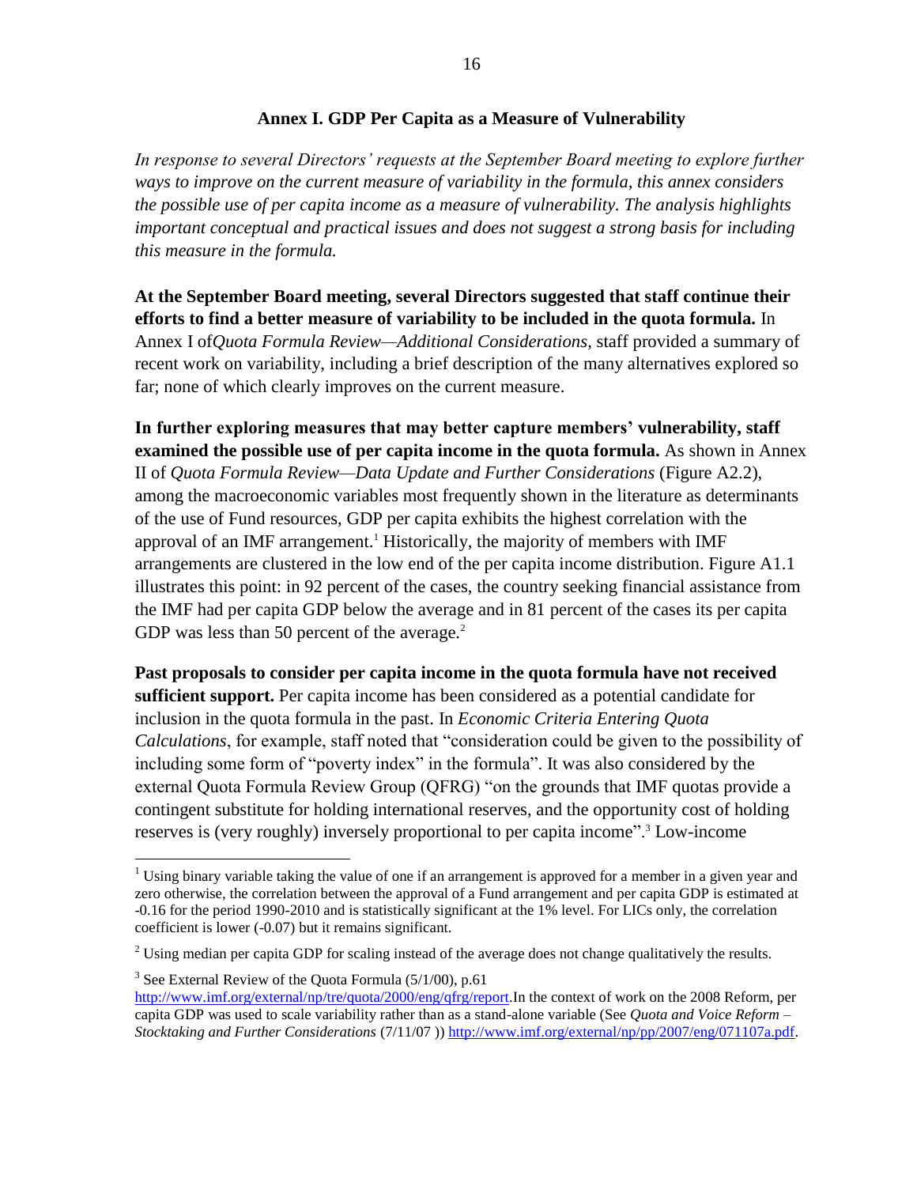## Annex I. GDP Per Capita as a Measure of Vulnerability

*In response to several Directors' requests at the September Board meeting to explore further ways to improve on the current measure of variability in the formula, this annex considers the possible use of per capita income as a measure of vulnerability. The analysis highlights important conceptual and practical issues and does not suggest a strong basis for including this measure in the formula.*

**At the September Board meeting, several Directors suggested that staff continue their efforts to find a better measure of variability to be included in the quota formula.** In Annex I of *Quota Formula Review—Additional Considerations*, staff provided a summary of recent work on variability, including a brief description of the many alternatives explored so far; none of which clearly improves on the current measure.

**In further exploring measures that may better capture members' vulnerability, staff examined the possible use of per capita income in the quota formula.** As shown in Annex II of *Quota Formula Review—Data Update and Further Considerations* (Figure A2.2), among the macroeconomic variables most frequently shown in the literature as determinants of the use of Fund resources, GDP per capita exhibits the highest correlation with the approval of an IMF arrangement.[1] Historically, the majority of members with IMF arrangements are clustered in the low end of the per capita income distribution. Figure A1.1 illustrates this point: in 92 percent of the cases, the country seeking financial assistance from the IMF had per capita GDP below the average and in 81 percent of the cases its per capita GDP was less than 50 percent of the average.[2]

**Past proposals to consider per capita income in the quota formula have not received sufficient support.** Per capita income has been considered as a potential candidate for inclusion in the quota formula in the past. In *Economic Criteria Entering Quota Calculations*, for example, staff noted that "consideration could be given to the possibility of including some form of "poverty index" in the formula". It was also considered by the external Quota Formula Review Group (QFRG) "on the grounds that IMF quotas provide a contingent substitute for holding international reserves, and the opportunity cost of holding reserves is (very roughly) inversely proportional to per capita income".[3] Low-income

---

[1] Using binary variable taking the value of one if an arrangement is approved for a member in a given year and zero otherwise, the correlation between the approval of a Fund arrangement and per capita GDP is estimated at -0.16 for the period 1990-2010 and is statistically significant at the 1% level. For LICs only, the correlation coefficient is lower (-0.07) but it remains significant.

[2] Using median per capita GDP for scaling instead of the average does not change qualitatively the results.

[3] See External Review of the Quota Formula (5/1/00), p.61 http://www.imf.org/external/np/tre/quota/2000/eng/qfrg/report.In the context of work on the 2008 Reform, per capita GDP was used to scale variability rather than as a stand-alone variable (See *Quota and Voice Reform – Stocktaking and Further Considerations* (7/11/07 )) http://www.imf.org/external/np/pp/2007/eng/071107a.pdf.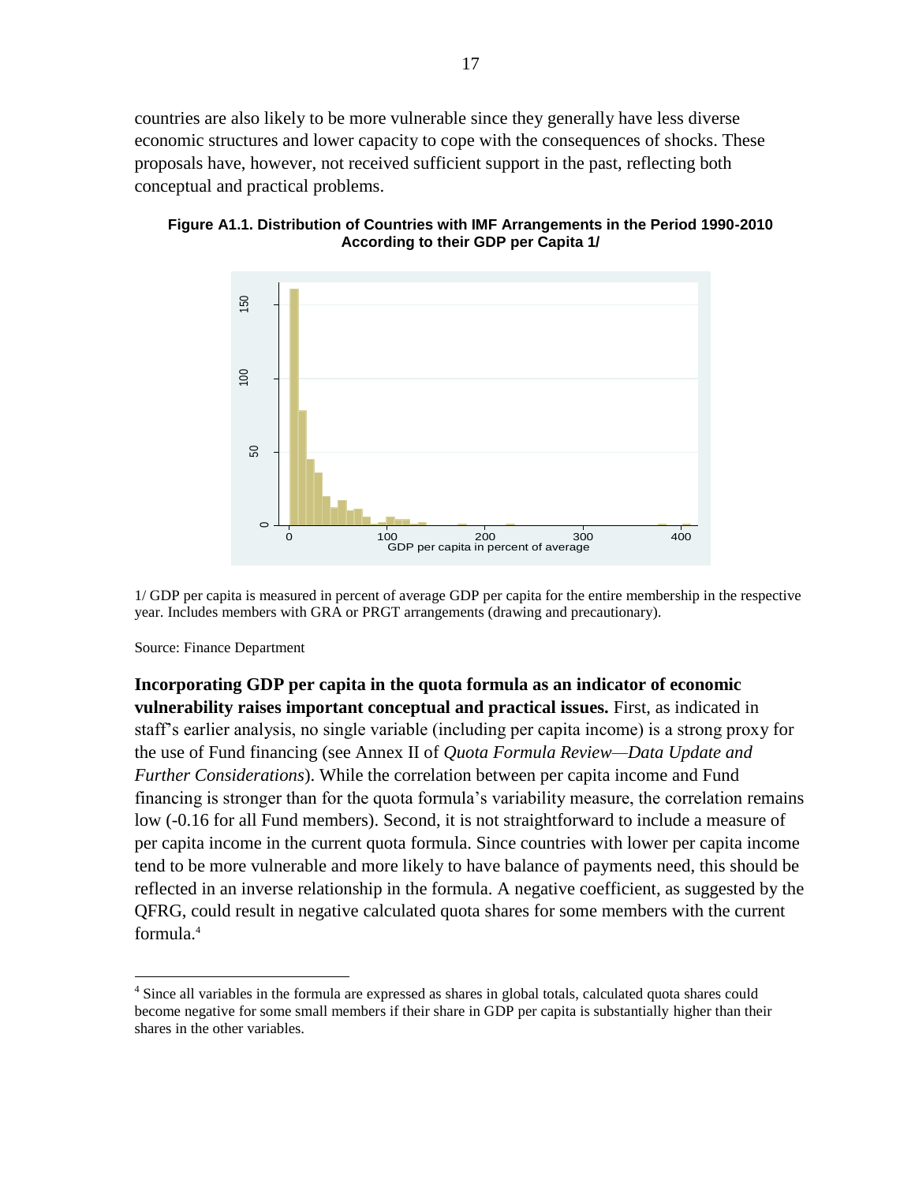countries are also likely to be more vulnerable since they generally have less diverse economic structures and lower capacity to cope with the consequences of shocks. These proposals have, however, not received sufficient support in the past, reflecting both conceptual and practical problems.

**Figure A1.1. Distribution of Countries with IMF Arrangements in the Period 1990-2010 According to their GDP per Capita 1/**

1/ GDP per capita is measured in percent of average GDP per capita for the entire membership in the respective year. Includes members with GRA or PRGT arrangements (drawing and precautionary).

Source: Finance Department

**Incorporating GDP per capita in the quota formula as an indicator of economic vulnerability raises important conceptual and practical issues.** First, as indicated in staff's earlier analysis, no single variable (including per capita income) is a strong proxy for the use of Fund financing (see Annex II of *Quota Formula Review—Data Update and Further Considerations*). While the correlation between per capita income and Fund financing is stronger than for the quota formula's variability measure, the correlation remains low (-0.16 for all Fund members). Second, it is not straightforward to include a measure of per capita income in the current quota formula. Since countries with lower per capita income tend to be more vulnerable and more likely to have balance of payments need, this should be reflected in an inverse relationship in the formula. A negative coefficient, as suggested by the QFRG, could result in negative calculated quota shares for some members with the current formula.[4]

[4] Since all variables in the formula are expressed as shares in global totals, calculated quota shares could become negative for some small members if their share in GDP per capita is substantially higher than their shares in the other variables.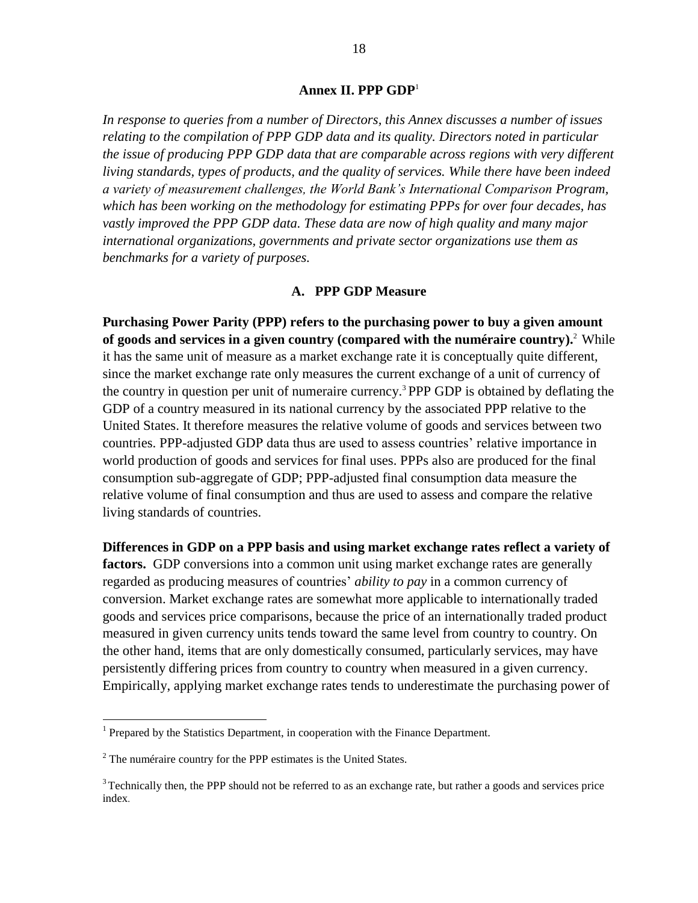## Annex II. PPP GDP[1]

*In response to queries from a number of Directors, this Annex discusses a number of issues relating to the compilation of PPP GDP data and its quality. Directors noted in particular the issue of producing PPP GDP data that are comparable across regions with very different living standards, types of products, and the quality of services. While there have been indeed a variety of measurement challenges, the World Bank's International Comparison Program, which has been working on the methodology for estimating PPPs for over four decades, has vastly improved the PPP GDP data. These data are now of high quality and many major international organizations, governments and private sector organizations use them as benchmarks for a variety of purposes.*

### A. PPP GDP Measure

**Purchasing Power Parity (PPP) refers to the purchasing power to buy a given amount of goods and services in a given country (compared with the numéraire country).**[2] While it has the same unit of measure as a market exchange rate it is conceptually quite different, since the market exchange rate only measures the current exchange of a unit of currency of the country in question per unit of numeraire currency.[3] PPP GDP is obtained by deflating the GDP of a country measured in its national currency by the associated PPP relative to the United States. It therefore measures the relative volume of goods and services between two countries. PPP-adjusted GDP data thus are used to assess countries' relative importance in world production of goods and services for final uses. PPPs also are produced for the final consumption sub-aggregate of GDP; PPP-adjusted final consumption data measure the relative volume of final consumption and thus are used to assess and compare the relative living standards of countries.

**Differences in GDP on a PPP basis and using market exchange rates reflect a variety of factors.** GDP conversions into a common unit using market exchange rates are generally regarded as producing measures of countries' *ability to pay* in a common currency of conversion. Market exchange rates are somewhat more applicable to internationally traded goods and services price comparisons, because the price of an internationally traded product measured in given currency units tends toward the same level from country to country. On the other hand, items that are only domestically consumed, particularly services, may have persistently differing prices from country to country when measured in a given currency. Empirically, applying market exchange rates tends to underestimate the purchasing power of

---

[1] Prepared by the Statistics Department, in cooperation with the Finance Department.

[2] The numéraire country for the PPP estimates is the United States.

[3] Technically then, the PPP should not be referred to as an exchange rate, but rather a goods and services price index.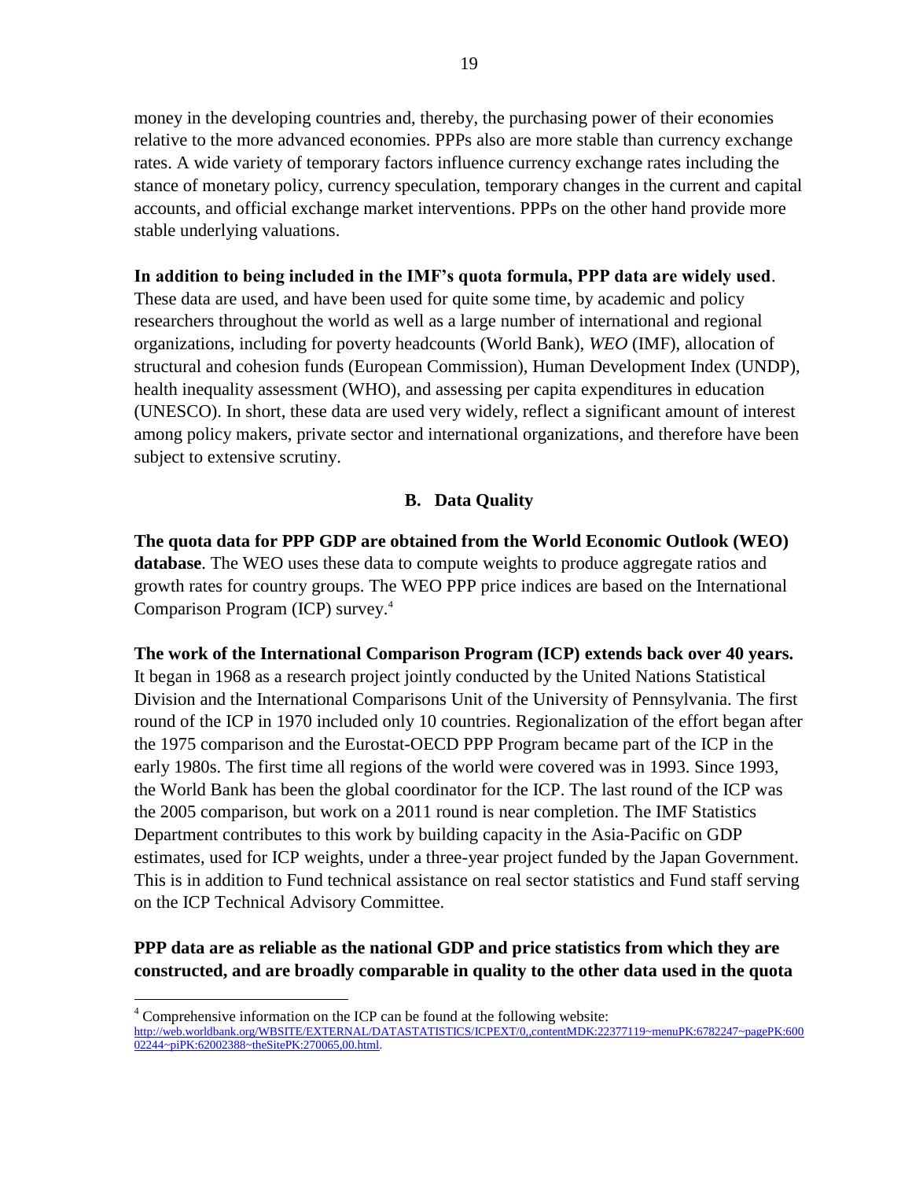money in the developing countries and, thereby, the purchasing power of their economies relative to the more advanced economies. PPPs also are more stable than currency exchange rates. A wide variety of temporary factors influence currency exchange rates including the stance of monetary policy, currency speculation, temporary changes in the current and capital accounts, and official exchange market interventions. PPPs on the other hand provide more stable underlying valuations.

**In addition to being included in the IMF's quota formula, PPP data are widely used**. These data are used, and have been used for quite some time, by academic and policy researchers throughout the world as well as a large number of international and regional organizations, including for poverty headcounts (World Bank), *WEO* (IMF), allocation of structural and cohesion funds (European Commission), Human Development Index (UNDP), health inequality assessment (WHO), and assessing per capita expenditures in education (UNESCO). In short, these data are used very widely, reflect a significant amount of interest among policy makers, private sector and international organizations, and therefore have been subject to extensive scrutiny.

## B. Data Quality

**The quota data for PPP GDP are obtained from the World Economic Outlook (WEO) database**. The WEO uses these data to compute weights to produce aggregate ratios and growth rates for country groups. The WEO PPP price indices are based on the International Comparison Program (ICP) survey.[4]

**The work of the International Comparison Program (ICP) extends back over 40 years.** It began in 1968 as a research project jointly conducted by the United Nations Statistical Division and the International Comparisons Unit of the University of Pennsylvania. The first round of the ICP in 1970 included only 10 countries. Regionalization of the effort began after the 1975 comparison and the Eurostat-OECD PPP Program became part of the ICP in the early 1980s. The first time all regions of the world were covered was in 1993. Since 1993, the World Bank has been the global coordinator for the ICP. The last round of the ICP was the 2005 comparison, but work on a 2011 round is near completion. The IMF Statistics Department contributes to this work by building capacity in the Asia-Pacific on GDP estimates, used for ICP weights, under a three-year project funded by the Japan Government. This is in addition to Fund technical assistance on real sector statistics and Fund staff serving on the ICP Technical Advisory Committee.

**PPP data are as reliable as the national GDP and price statistics from which they are constructed, and are broadly comparable in quality to the other data used in the quota**

---

[4] Comprehensive information on the ICP can be found at the following website: http://web.worldbank.org/WBSITE/EXTERNAL/DATASTATISTICS/ICPEXT/0,,contentMDK:22377119~menuPK:6782247~pagePK:60002244~piPK:62002388~theSitePK:270065,00.html.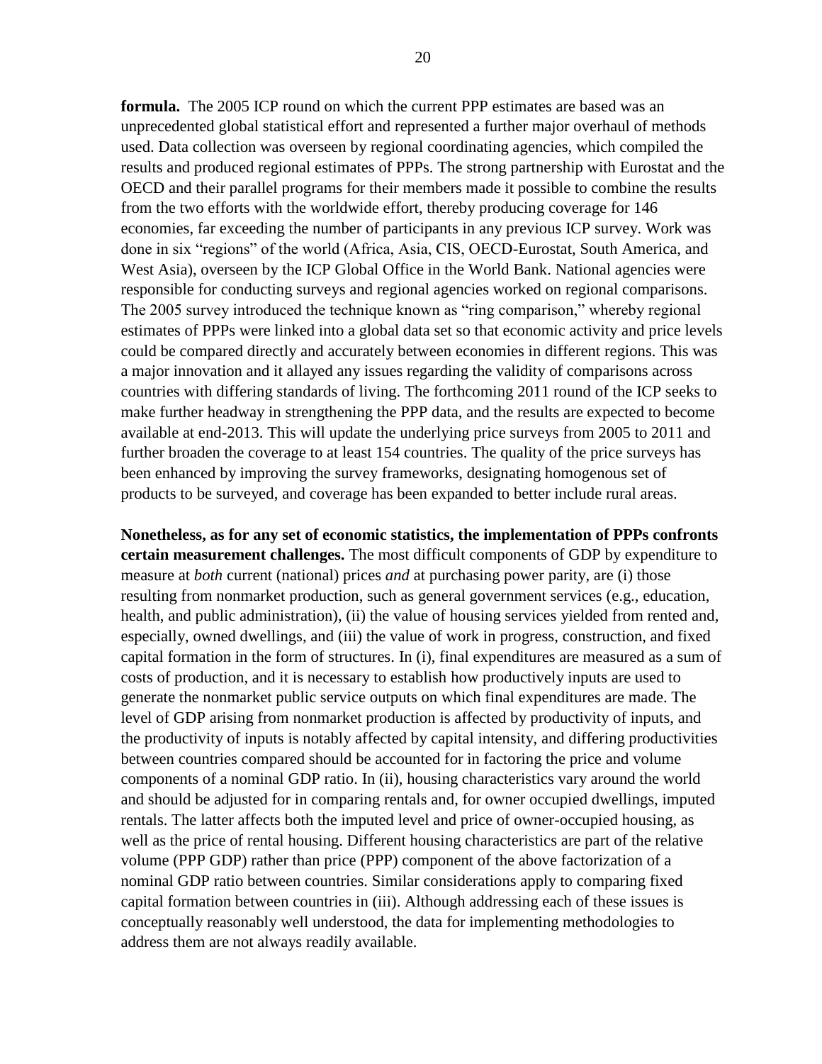**formula.** The 2005 ICP round on which the current PPP estimates are based was an unprecedented global statistical effort and represented a further major overhaul of methods used. Data collection was overseen by regional coordinating agencies, which compiled the results and produced regional estimates of PPPs. The strong partnership with Eurostat and the OECD and their parallel programs for their members made it possible to combine the results from the two efforts with the worldwide effort, thereby producing coverage for 146 economies, far exceeding the number of participants in any previous ICP survey. Work was done in six "regions" of the world (Africa, Asia, CIS, OECD-Eurostat, South America, and West Asia), overseen by the ICP Global Office in the World Bank. National agencies were responsible for conducting surveys and regional agencies worked on regional comparisons. The 2005 survey introduced the technique known as "ring comparison," whereby regional estimates of PPPs were linked into a global data set so that economic activity and price levels could be compared directly and accurately between economies in different regions. This was a major innovation and it allayed any issues regarding the validity of comparisons across countries with differing standards of living. The forthcoming 2011 round of the ICP seeks to make further headway in strengthening the PPP data, and the results are expected to become available at end-2013. This will update the underlying price surveys from 2005 to 2011 and further broaden the coverage to at least 154 countries. The quality of the price surveys has been enhanced by improving the survey frameworks, designating homogenous set of products to be surveyed, and coverage has been expanded to better include rural areas.

**Nonetheless, as for any set of economic statistics, the implementation of PPPs confronts certain measurement challenges.** The most difficult components of GDP by expenditure to measure at *both* current (national) prices *and* at purchasing power parity, are (i) those resulting from nonmarket production, such as general government services (e.g., education, health, and public administration), (ii) the value of housing services yielded from rented and, especially, owned dwellings, and (iii) the value of work in progress, construction, and fixed capital formation in the form of structures. In (i), final expenditures are measured as a sum of costs of production, and it is necessary to establish how productively inputs are used to generate the nonmarket public service outputs on which final expenditures are made. The level of GDP arising from nonmarket production is affected by productivity of inputs, and the productivity of inputs is notably affected by capital intensity, and differing productivities between countries compared should be accounted for in factoring the price and volume components of a nominal GDP ratio. In (ii), housing characteristics vary around the world and should be adjusted for in comparing rentals and, for owner occupied dwellings, imputed rentals. The latter affects both the imputed level and price of owner-occupied housing, as well as the price of rental housing. Different housing characteristics are part of the relative volume (PPP GDP) rather than price (PPP) component of the above factorization of a nominal GDP ratio between countries. Similar considerations apply to comparing fixed capital formation between countries in (iii). Although addressing each of these issues is conceptually reasonably well understood, the data for implementing methodologies to address them are not always readily available.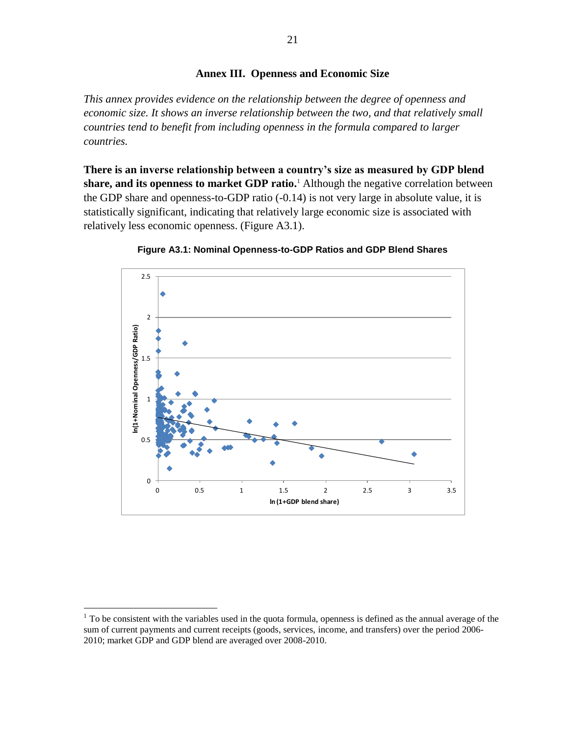## Annex III. Openness and Economic Size

*This annex provides evidence on the relationship between the degree of openness and economic size. It shows an inverse relationship between the two, and that relatively small countries tend to benefit from including openness in the formula compared to larger countries.*

**There is an inverse relationship between a country's size as measured by GDP blend share, and its openness to market GDP ratio.**[1] Although the negative correlation between the GDP share and openness-to-GDP ratio (-0.14) is not very large in absolute value, it is statistically significant, indicating that relatively large economic size is associated with relatively less economic openness. (Figure A3.1).

**Figure A3.1: Nominal Openness-to-GDP Ratios and GDP Blend Shares**

[1] To be consistent with the variables used in the quota formula, openness is defined as the annual average of the sum of current payments and current receipts (goods, services, income, and transfers) over the period 2006-2010; market GDP and GDP blend are averaged over 2008-2010.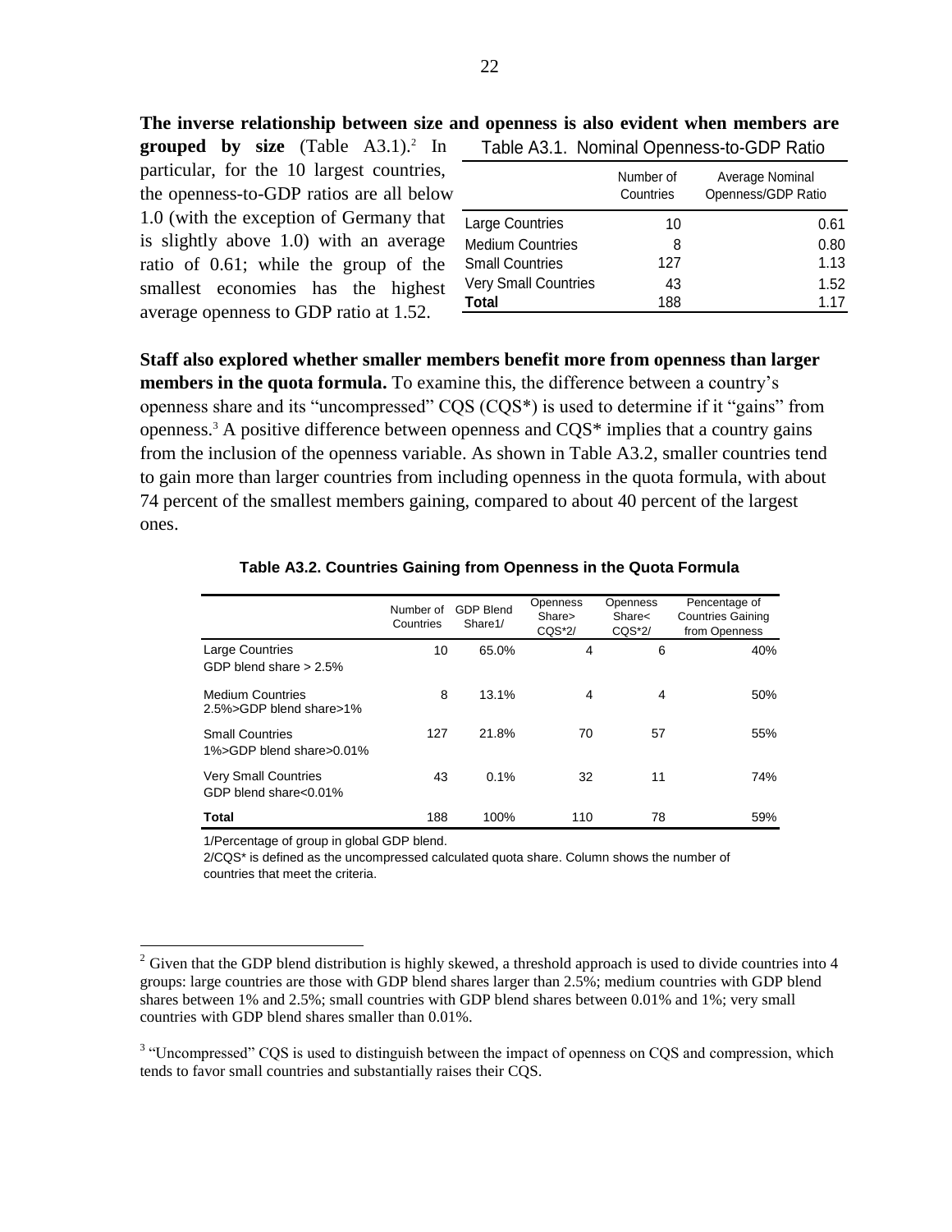**The inverse relationship between size and openness is also evident when members are grouped by size** (Table A3.1).[2] In particular, for the 10 largest countries, the openness-to-GDP ratios are all below 1.0 (with the exception of Germany that is slightly above 1.0) with an average ratio of 0.61; while the group of the smallest economies has the highest average openness to GDP ratio at 1.52.

Table A3.1. Nominal Openness-to-GDP Ratio

| | Number of Countries | Average Nominal Openness/GDP Ratio |
|---|---|---|
| Large Countries | 10 | 0.61 |
| Medium Countries | 8 | 0.80 |
| Small Countries | 127 | 1.13 |
| Very Small Countries | 43 | 1.52 |
| **Total** | 188 | 1.17 |

**Staff also explored whether smaller members benefit more from openness than larger members in the quota formula.** To examine this, the difference between a country's openness share and its "uncompressed" CQS (CQS*) is used to determine if it "gains" from openness.[3] A positive difference between openness and CQS* implies that a country gains from the inclusion of the openness variable. As shown in Table A3.2, smaller countries tend to gain more than larger countries from including openness in the quota formula, with about 74 percent of the smallest members gaining, compared to about 40 percent of the largest ones.

**Table A3.2. Countries Gaining from Openness in the Quota Formula**

| | Number of Countries | GDP Blend Share1/ | Openness Share> CQS*2/ | Openness Share< CQS*2/ | Pencentage of Countries Gaining from Openness |
|---|---|---|---|---|---|
| Large Countries<br>GDP blend share > 2.5% | 10 | 65.0% | 4 | 6 | 40% |
| Medium Countries<br>2.5%>GDP blend share>1% | 8 | 13.1% | 4 | 4 | 50% |
| Small Countries<br>1%>GDP blend share>0.01% | 127 | 21.8% | 70 | 57 | 55% |
| Very Small Countries<br>GDP blend share<0.01% | 43 | 0.1% | 32 | 11 | 74% |
| **Total** | 188 | 100% | 110 | 78 | 59% |

1/Percentage of group in global GDP blend.

2/CQS* is defined as the uncompressed calculated quota share. Column shows the number of countries that meet the criteria.

---

[2] Given that the GDP blend distribution is highly skewed, a threshold approach is used to divide countries into 4 groups: large countries are those with GDP blend shares larger than 2.5%; medium countries with GDP blend shares between 1% and 2.5%; small countries with GDP blend shares between 0.01% and 1%; very small countries with GDP blend shares smaller than 0.01%.

[3] "Uncompressed" CQS is used to distinguish between the impact of openness on CQS and compression, which tends to favor small countries and substantially raises their CQS.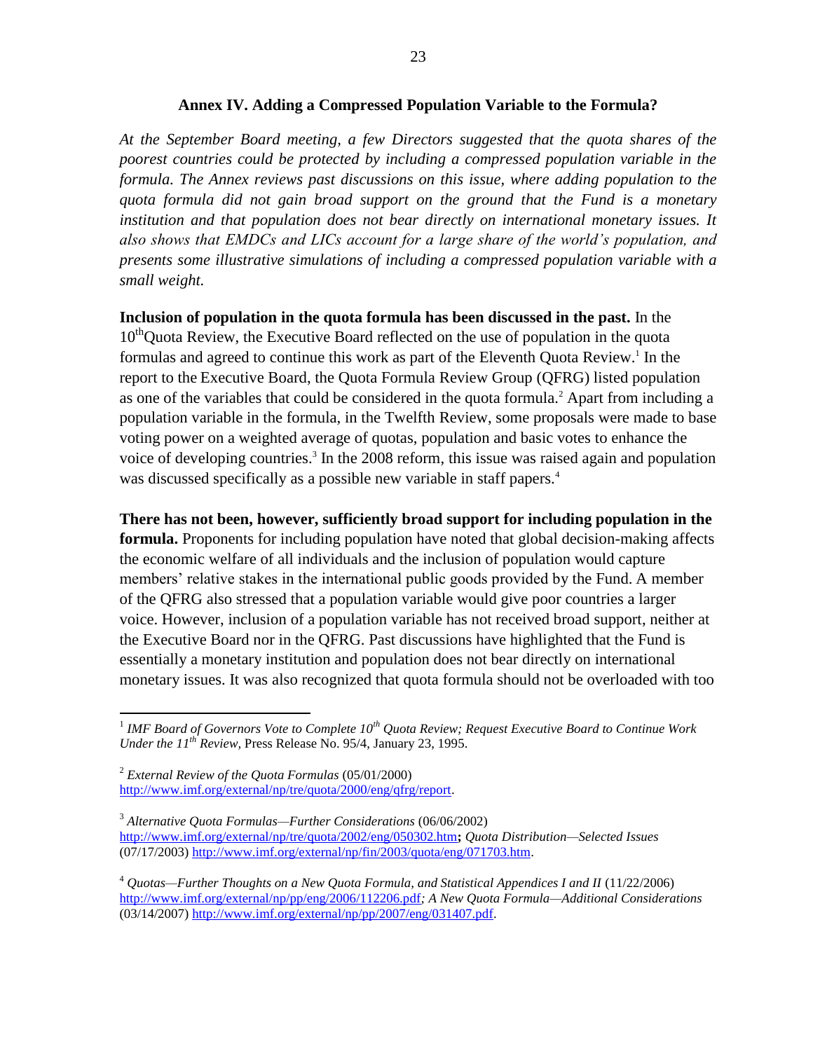## Annex IV. Adding a Compressed Population Variable to the Formula?

*At the September Board meeting, a few Directors suggested that the quota shares of the poorest countries could be protected by including a compressed population variable in the formula. The Annex reviews past discussions on this issue, where adding population to the quota formula did not gain broad support on the ground that the Fund is a monetary institution and that population does not bear directly on international monetary issues. It also shows that EMDCs and LICs account for a large share of the world's population, and presents some illustrative simulations of including a compressed population variable with a small weight.*

**Inclusion of population in the quota formula has been discussed in the past.** In the 10th Quota Review, the Executive Board reflected on the use of population in the quota formulas and agreed to continue this work as part of the Eleventh Quota Review.[1] In the report to the Executive Board, the Quota Formula Review Group (QFRG) listed population as one of the variables that could be considered in the quota formula.[2] Apart from including a population variable in the formula, in the Twelfth Review, some proposals were made to base voting power on a weighted average of quotas, population and basic votes to enhance the voice of developing countries.[3] In the 2008 reform, this issue was raised again and population was discussed specifically as a possible new variable in staff papers.[4]

**There has not been, however, sufficiently broad support for including population in the formula.** Proponents for including population have noted that global decision-making affects the economic welfare of all individuals and the inclusion of population would capture members' relative stakes in the international public goods provided by the Fund. A member of the QFRG also stressed that a population variable would give poor countries a larger voice. However, inclusion of a population variable has not received broad support, neither at the Executive Board nor in the QFRG. Past discussions have highlighted that the Fund is essentially a monetary institution and population does not bear directly on international monetary issues. It was also recognized that quota formula should not be overloaded with too

---

[1] *IMF Board of Governors Vote to Complete 10th Quota Review; Request Executive Board to Continue Work Under the 11th Review,* Press Release No. 95/4, January 23, 1995.

[2] *External Review of the Quota Formulas* (05/01/2000) http://www.imf.org/external/np/tre/quota/2000/eng/qfrg/report.

[3] *Alternative Quota Formulas—Further Considerations* (06/06/2002) http://www.imf.org/external/np/tre/quota/2002/eng/050302.htm**;** *Quota Distribution—Selected Issues* (07/17/2003) http://www.imf.org/external/np/fin/2003/quota/eng/071703.htm.

[4] *Quotas—Further Thoughts on a New Quota Formula, and Statistical Appendices I and II* (11/22/2006) http://www.imf.org/external/np/pp/eng/2006/112206.pdf*; A New Quota Formula—Additional Considerations* (03/14/2007) http://www.imf.org/external/np/pp/2007/eng/031407.pdf.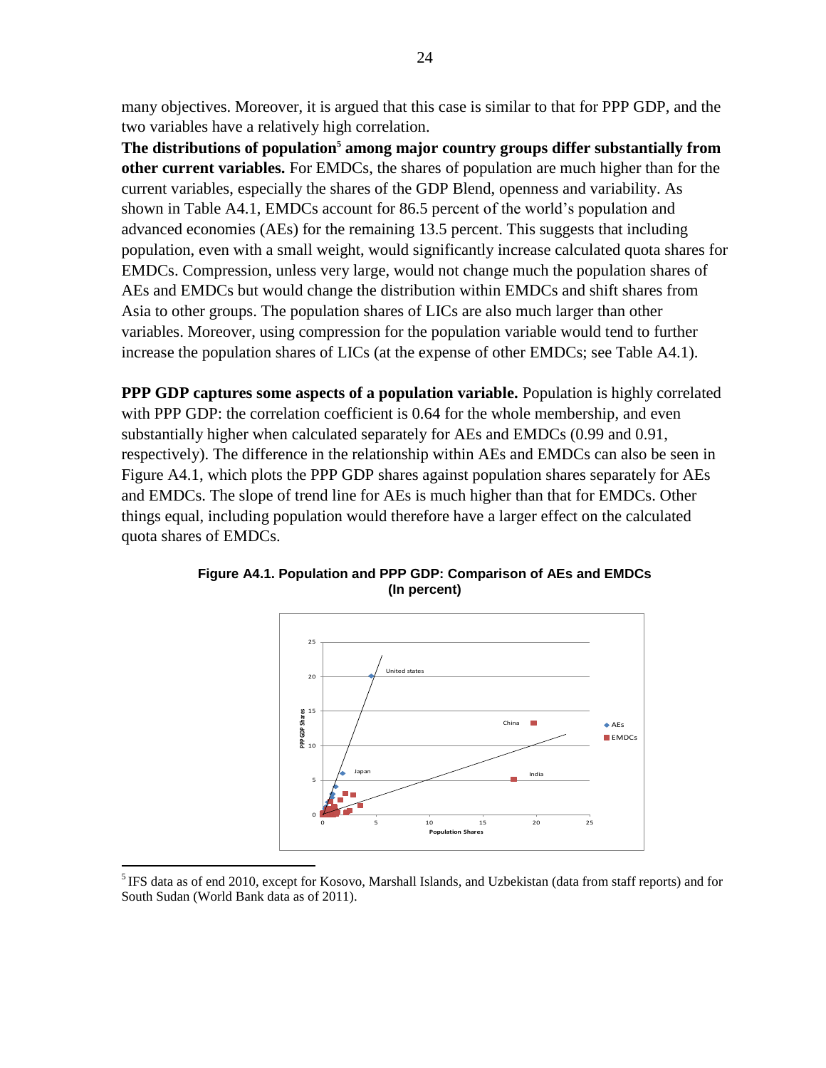many objectives. Moreover, it is argued that this case is similar to that for PPP GDP, and the two variables have a relatively high correlation.

**The distributions of population[5] among major country groups differ substantially from other current variables.** For EMDCs, the shares of population are much higher than for the current variables, especially the shares of the GDP Blend, openness and variability. As shown in Table A4.1, EMDCs account for 86.5 percent of the world's population and advanced economies (AEs) for the remaining 13.5 percent. This suggests that including population, even with a small weight, would significantly increase calculated quota shares for EMDCs. Compression, unless very large, would not change much the population shares of AEs and EMDCs but would change the distribution within EMDCs and shift shares from Asia to other groups. The population shares of LICs are also much larger than other variables. Moreover, using compression for the population variable would tend to further increase the population shares of LICs (at the expense of other EMDCs; see Table A4.1).

**PPP GDP captures some aspects of a population variable.** Population is highly correlated with PPP GDP: the correlation coefficient is 0.64 for the whole membership, and even substantially higher when calculated separately for AEs and EMDCs (0.99 and 0.91, respectively). The difference in the relationship within AEs and EMDCs can also be seen in Figure A4.1, which plots the PPP GDP shares against population shares separately for AEs and EMDCs. The slope of trend line for AEs is much higher than that for EMDCs. Other things equal, including population would therefore have a larger effect on the calculated quota shares of EMDCs.

**Figure A4.1. Population and PPP GDP: Comparison of AEs and EMDCs (In percent)**

[5] IFS data as of end 2010, except for Kosovo, Marshall Islands, and Uzbekistan (data from staff reports) and for South Sudan (World Bank data as of 2011).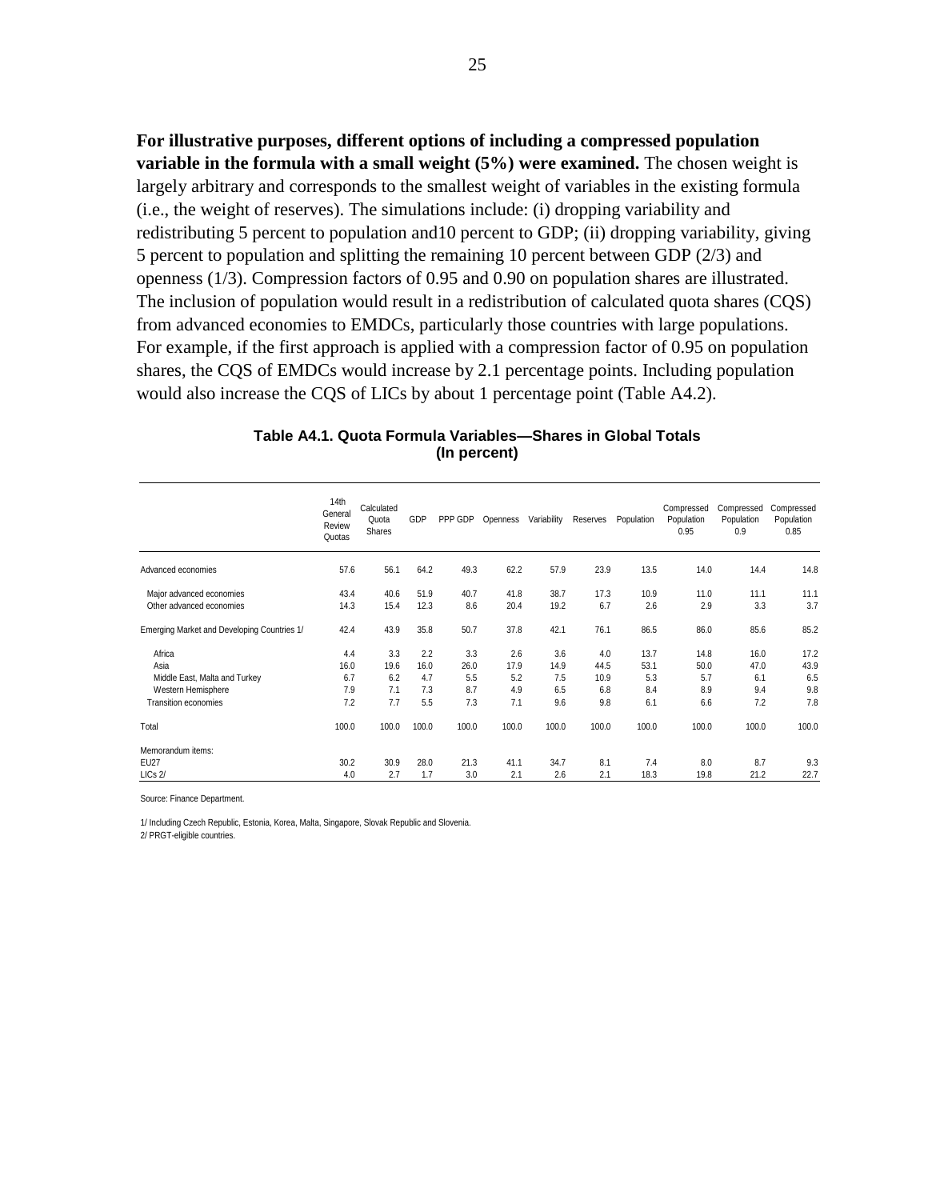**For illustrative purposes, different options of including a compressed population variable in the formula with a small weight (5%) were examined.** The chosen weight is largely arbitrary and corresponds to the smallest weight of variables in the existing formula (i.e., the weight of reserves). The simulations include: (i) dropping variability and redistributing 5 percent to population and10 percent to GDP; (ii) dropping variability, giving 5 percent to population and splitting the remaining 10 percent between GDP (2/3) and openness (1/3). Compression factors of 0.95 and 0.90 on population shares are illustrated. The inclusion of population would result in a redistribution of calculated quota shares (CQS) from advanced economies to EMDCs, particularly those countries with large populations. For example, if the first approach is applied with a compression factor of 0.95 on population shares, the CQS of EMDCs would increase by 2.1 percentage points. Including population would also increase the CQS of LICs by about 1 percentage point (Table A4.2).

**Table A4.1. Quota Formula Variables—Shares in Global Totals (In percent)**

| | 14th General Review Quotas | Calculated Quota Shares | GDP | PPP GDP | Openness | Variability | Reserves | Population | Compressed Population 0.95 | Compressed Population 0.9 | Compressed Population 0.85 |
|---|---|---|---|---|---|---|---|---|---|---|---|
| Advanced economies | 57.6 | 56.1 | 64.2 | 49.3 | 62.2 | 57.9 | 23.9 | 13.5 | 14.0 | 14.4 | 14.8 |
| Major advanced economies | 43.4 | 40.6 | 51.9 | 40.7 | 41.8 | 38.7 | 17.3 | 10.9 | 11.0 | 11.1 | 11.1 |
| Other advanced economies | 14.3 | 15.4 | 12.3 | 8.6 | 20.4 | 19.2 | 6.7 | 2.6 | 2.9 | 3.3 | 3.7 |
| Emerging Market and Developing Countries 1/ | 42.4 | 43.9 | 35.8 | 50.7 | 37.8 | 42.1 | 76.1 | 86.5 | 86.0 | 85.6 | 85.2 |
| Africa | 4.4 | 3.3 | 2.2 | 3.3 | 2.6 | 3.6 | 4.0 | 13.7 | 14.8 | 16.0 | 17.2 |
| Asia | 16.0 | 19.6 | 16.0 | 26.0 | 17.9 | 14.9 | 44.5 | 53.1 | 50.0 | 47.0 | 43.9 |
| Middle East, Malta and Turkey | 6.7 | 6.2 | 4.7 | 5.5 | 5.2 | 7.5 | 10.9 | 5.3 | 5.7 | 6.1 | 6.5 |
| Western Hemisphere | 7.9 | 7.1 | 7.3 | 8.7 | 4.9 | 6.5 | 6.8 | 8.4 | 8.9 | 9.4 | 9.8 |
| Transition economies | 7.2 | 7.7 | 5.5 | 7.3 | 7.1 | 9.6 | 9.8 | 6.1 | 6.6 | 7.2 | 7.8 |
| Total | 100.0 | 100.0 | 100.0 | 100.0 | 100.0 | 100.0 | 100.0 | 100.0 | 100.0 | 100.0 | 100.0 |
| Memorandum items: | | | | | | | | | | | |
| EU27 | 30.2 | 30.9 | 28.0 | 21.3 | 41.1 | 34.7 | 8.1 | 7.4 | 8.0 | 8.7 | 9.3 |
| LICs 2/ | 4.0 | 2.7 | 1.7 | 3.0 | 2.1 | 2.6 | 2.1 | 18.3 | 19.8 | 21.2 | 22.7 |

Source: Finance Department.

1/ Including Czech Republic, Estonia, Korea, Malta, Singapore, Slovak Republic and Slovenia.
2/ PRGT-eligible countries.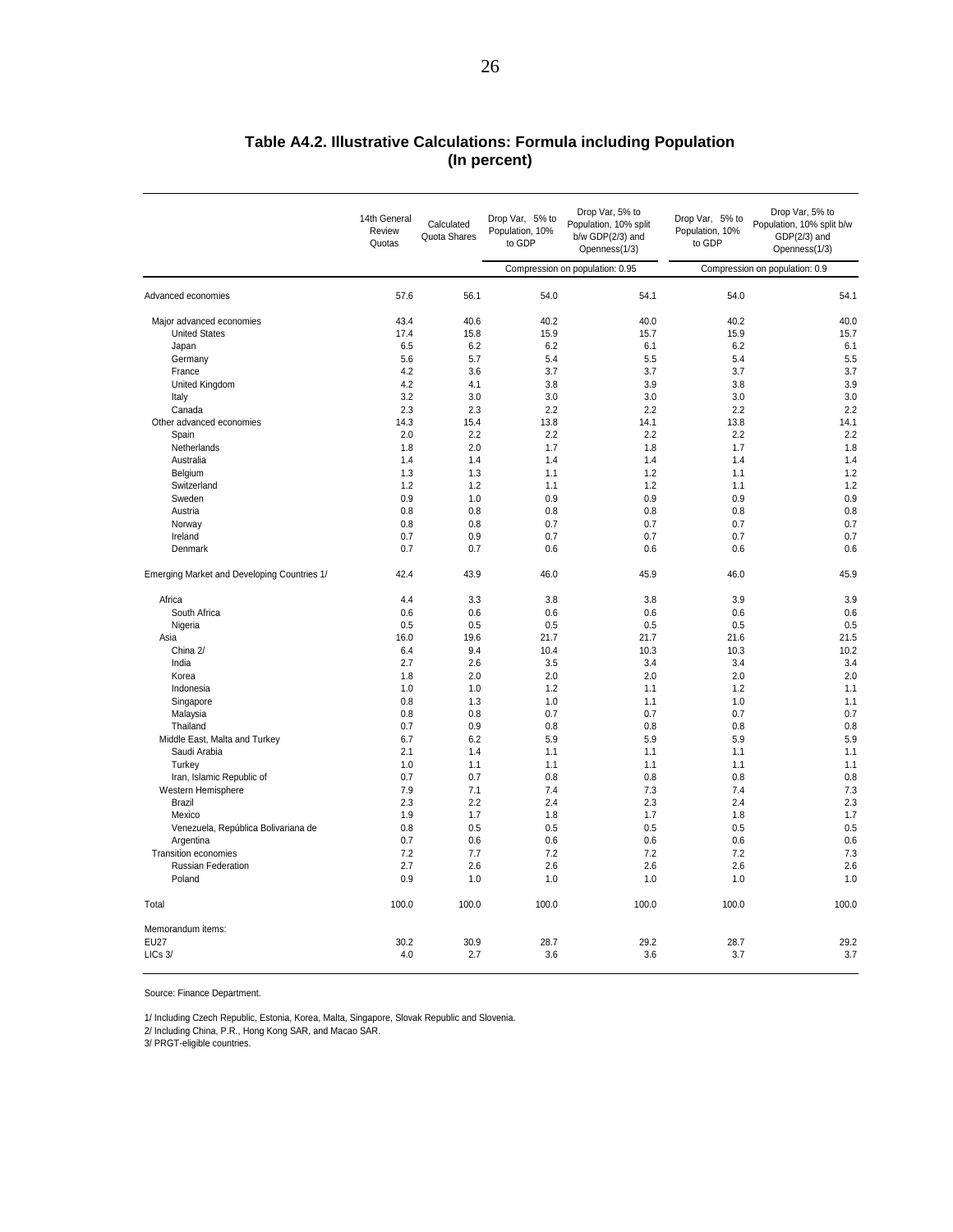## Table A4.2. Illustrative Calculations: Formula including Population (In percent)

| | 14th General Review Quotas | Calculated Quota Shares | Drop Var, 5% to Population, 10% to GDP | Drop Var, 5% to Population, 10% split b/w GDP(2/3) and Openness(1/3) | Drop Var, 5% to Population, 10% to GDP | Drop Var, 5% to Population, 10% split b/w GDP(2/3) and Openness(1/3) |
|---|---|---|---|---|---|---|
| | | | Compression on population: 0.95 | | Compression on population: 0.9 | |
| Advanced economies | 57.6 | 56.1 | 54.0 | 54.1 | 54.0 | 54.1 |
| Major advanced economies | 43.4 | 40.6 | 40.2 | 40.0 | 40.2 | 40.0 |
| United States | 17.4 | 15.8 | 15.9 | 15.7 | 15.9 | 15.7 |
| Japan | 6.5 | 6.2 | 6.2 | 6.1 | 6.2 | 6.1 |
| Germany | 5.6 | 5.7 | 5.4 | 5.5 | 5.4 | 5.5 |
| France | 4.2 | 3.6 | 3.7 | 3.7 | 3.7 | 3.7 |
| United Kingdom | 4.2 | 4.1 | 3.8 | 3.9 | 3.8 | 3.9 |
| Italy | 3.2 | 3.0 | 3.0 | 3.0 | 3.0 | 3.0 |
| Canada | 2.3 | 2.3 | 2.2 | 2.2 | 2.2 | 2.2 |
| Other advanced economies | 14.3 | 15.4 | 13.8 | 14.1 | 13.8 | 14.1 |
| Spain | 2.0 | 2.2 | 2.2 | 2.2 | 2.2 | 2.2 |
| Netherlands | 1.8 | 2.0 | 1.7 | 1.8 | 1.7 | 1.8 |
| Australia | 1.4 | 1.4 | 1.4 | 1.4 | 1.4 | 1.4 |
| Belgium | 1.3 | 1.3 | 1.1 | 1.2 | 1.1 | 1.2 |
| Switzerland | 1.2 | 1.2 | 1.1 | 1.2 | 1.1 | 1.2 |
| Sweden | 0.9 | 1.0 | 0.9 | 0.9 | 0.9 | 0.9 |
| Austria | 0.8 | 0.8 | 0.8 | 0.8 | 0.8 | 0.8 |
| Norway | 0.8 | 0.8 | 0.7 | 0.7 | 0.7 | 0.7 |
| Ireland | 0.7 | 0.9 | 0.7 | 0.7 | 0.7 | 0.7 |
| Denmark | 0.7 | 0.7 | 0.6 | 0.6 | 0.6 | 0.6 |
| Emerging Market and Developing Countries 1/ | 42.4 | 43.9 | 46.0 | 45.9 | 46.0 | 45.9 |
| Africa | 4.4 | 3.3 | 3.8 | 3.8 | 3.9 | 3.9 |
| South Africa | 0.6 | 0.6 | 0.6 | 0.6 | 0.6 | 0.6 |
| Nigeria | 0.5 | 0.5 | 0.5 | 0.5 | 0.5 | 0.5 |
| Asia | 16.0 | 19.6 | 21.7 | 21.7 | 21.6 | 21.5 |
| China 2/ | 6.4 | 9.4 | 10.4 | 10.3 | 10.3 | 10.2 |
| India | 2.7 | 2.6 | 3.5 | 3.4 | 3.4 | 3.4 |
| Korea | 1.8 | 2.0 | 2.0 | 2.0 | 2.0 | 2.0 |
| Indonesia | 1.0 | 1.0 | 1.2 | 1.1 | 1.2 | 1.1 |
| Singapore | 0.8 | 1.3 | 1.0 | 1.1 | 1.0 | 1.1 |
| Malaysia | 0.8 | 0.8 | 0.7 | 0.7 | 0.7 | 0.7 |
| Thailand | 0.7 | 0.9 | 0.8 | 0.8 | 0.8 | 0.8 |
| Middle East, Malta and Turkey | 6.7 | 6.2 | 5.9 | 5.9 | 5.9 | 5.9 |
| Saudi Arabia | 2.1 | 1.4 | 1.1 | 1.1 | 1.1 | 1.1 |
| Turkey | 1.0 | 1.1 | 1.1 | 1.1 | 1.1 | 1.1 |
| Iran, Islamic Republic of | 0.7 | 0.7 | 0.8 | 0.8 | 0.8 | 0.8 |
| Western Hemisphere | 7.9 | 7.1 | 7.4 | 7.3 | 7.4 | 7.3 |
| Brazil | 2.3 | 2.2 | 2.4 | 2.3 | 2.4 | 2.3 |
| Mexico | 1.9 | 1.7 | 1.8 | 1.7 | 1.8 | 1.7 |
| Venezuela, República Bolivariana de | 0.8 | 0.5 | 0.5 | 0.5 | 0.5 | 0.5 |
| Argentina | 0.7 | 0.6 | 0.6 | 0.6 | 0.6 | 0.6 |
| Transition economies | 7.2 | 7.7 | 7.2 | 7.2 | 7.2 | 7.3 |
| Russian Federation | 2.7 | 2.6 | 2.6 | 2.6 | 2.6 | 2.6 |
| Poland | 0.9 | 1.0 | 1.0 | 1.0 | 1.0 | 1.0 |
| Total | 100.0 | 100.0 | 100.0 | 100.0 | 100.0 | 100.0 |
| Memorandum items: | | | | | | |
| EU27 | 30.2 | 30.9 | 28.7 | 29.2 | 28.7 | 29.2 |
| LICs 3/ | 4.0 | 2.7 | 3.6 | 3.6 | 3.7 | 3.7 |

Source: Finance Department.

1/ Including Czech Republic, Estonia, Korea, Malta, Singapore, Slovak Republic and Slovenia.
2/ Including China, P.R., Hong Kong SAR, and Macao SAR.
3/ PRGT-eligible countries.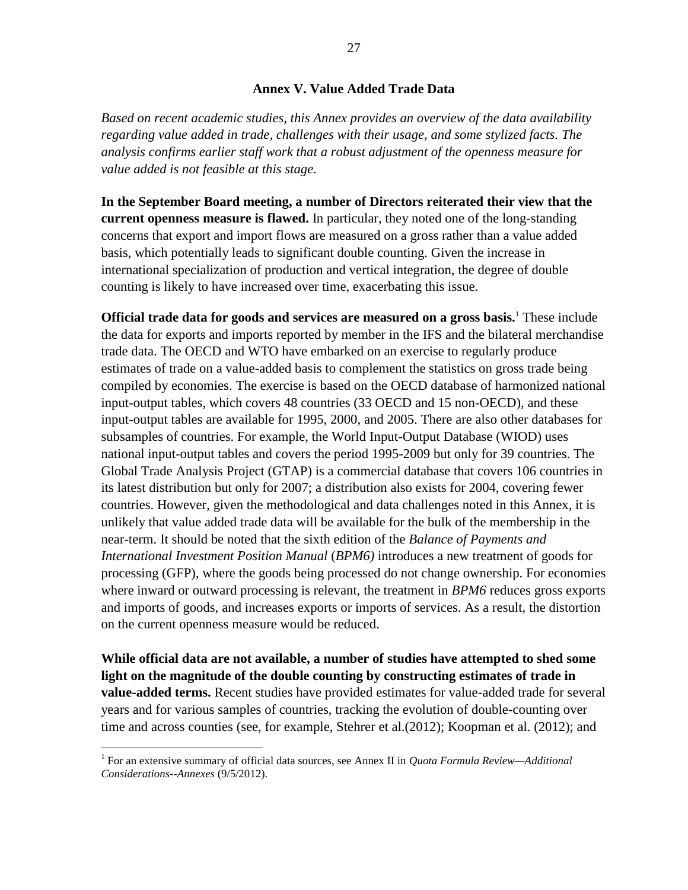## Annex V. Value Added Trade Data

*Based on recent academic studies, this Annex provides an overview of the data availability regarding value added in trade, challenges with their usage, and some stylized facts. The analysis confirms earlier staff work that a robust adjustment of the openness measure for value added is not feasible at this stage.*

**In the September Board meeting, a number of Directors reiterated their view that the current openness measure is flawed.** In particular, they noted one of the long-standing concerns that export and import flows are measured on a gross rather than a value added basis, which potentially leads to significant double counting. Given the increase in international specialization of production and vertical integration, the degree of double counting is likely to have increased over time, exacerbating this issue.

**Official trade data for goods and services are measured on a gross basis.**[1] These include the data for exports and imports reported by member in the IFS and the bilateral merchandise trade data. The OECD and WTO have embarked on an exercise to regularly produce estimates of trade on a value-added basis to complement the statistics on gross trade being compiled by economies. The exercise is based on the OECD database of harmonized national input-output tables, which covers 48 countries (33 OECD and 15 non-OECD), and these input-output tables are available for 1995, 2000, and 2005. There are also other databases for subsamples of countries. For example, the World Input-Output Database (WIOD) uses national input-output tables and covers the period 1995-2009 but only for 39 countries. The Global Trade Analysis Project (GTAP) is a commercial database that covers 106 countries in its latest distribution but only for 2007; a distribution also exists for 2004, covering fewer countries. However, given the methodological and data challenges noted in this Annex, it is unlikely that value added trade data will be available for the bulk of the membership in the near-term. It should be noted that the sixth edition of the *Balance of Payments and International Investment Position Manual* (*BPM6)* introduces a new treatment of goods for processing (GFP), where the goods being processed do not change ownership. For economies where inward or outward processing is relevant, the treatment in *BPM6* reduces gross exports and imports of goods, and increases exports or imports of services. As a result, the distortion on the current openness measure would be reduced.

**While official data are not available, a number of studies have attempted to shed some light on the magnitude of the double counting by constructing estimates of trade in value-added terms.** Recent studies have provided estimates for value-added trade for several years and for various samples of countries, tracking the evolution of double-counting over time and across counties (see, for example, Stehrer et al.(2012); Koopman et al. (2012); and

[1] For an extensive summary of official data sources, see Annex II in *Quota Formula Review—Additional Considerations--Annexes* (9/5/2012).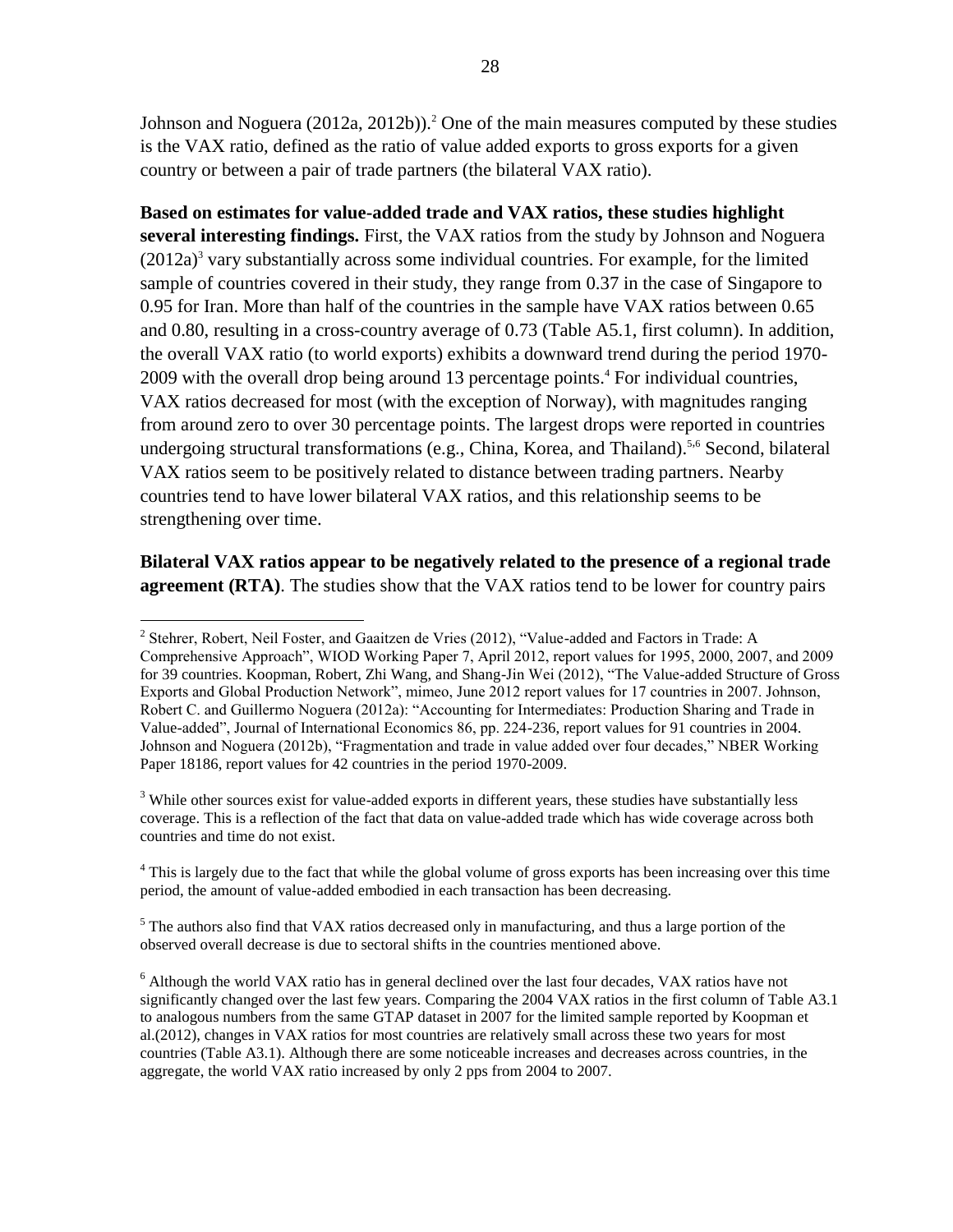Johnson and Noguera (2012a, 2012b)).[2] One of the main measures computed by these studies is the VAX ratio, defined as the ratio of value added exports to gross exports for a given country or between a pair of trade partners (the bilateral VAX ratio).

**Based on estimates for value-added trade and VAX ratios, these studies highlight several interesting findings.** First, the VAX ratios from the study by Johnson and Noguera (2012a)[3] vary substantially across some individual countries. For example, for the limited sample of countries covered in their study, they range from 0.37 in the case of Singapore to 0.95 for Iran. More than half of the countries in the sample have VAX ratios between 0.65 and 0.80, resulting in a cross-country average of 0.73 (Table A5.1, first column). In addition, the overall VAX ratio (to world exports) exhibits a downward trend during the period 1970-2009 with the overall drop being around 13 percentage points.[4] For individual countries, VAX ratios decreased for most (with the exception of Norway), with magnitudes ranging from around zero to over 30 percentage points. The largest drops were reported in countries undergoing structural transformations (e.g., China, Korea, and Thailand).[5,6] Second, bilateral VAX ratios seem to be positively related to distance between trading partners. Nearby countries tend to have lower bilateral VAX ratios, and this relationship seems to be strengthening over time.

**Bilateral VAX ratios appear to be negatively related to the presence of a regional trade agreement (RTA)**. The studies show that the VAX ratios tend to be lower for country pairs

---

[2] Stehrer, Robert, Neil Foster, and Gaaitzen de Vries (2012), "Value-added and Factors in Trade: A Comprehensive Approach", WIOD Working Paper 7, April 2012, report values for 1995, 2000, 2007, and 2009 for 39 countries. Koopman, Robert, Zhi Wang, and Shang-Jin Wei (2012), "The Value-added Structure of Gross Exports and Global Production Network", mimeo, June 2012 report values for 17 countries in 2007. Johnson, Robert C. and Guillermo Noguera (2012a): "Accounting for Intermediates: Production Sharing and Trade in Value-added", Journal of International Economics 86, pp. 224-236, report values for 91 countries in 2004. Johnson and Noguera (2012b), "Fragmentation and trade in value added over four decades," NBER Working Paper 18186, report values for 42 countries in the period 1970-2009.

[3] While other sources exist for value-added exports in different years, these studies have substantially less coverage. This is a reflection of the fact that data on value-added trade which has wide coverage across both countries and time do not exist.

[4] This is largely due to the fact that while the global volume of gross exports has been increasing over this time period, the amount of value-added embodied in each transaction has been decreasing.

[5] The authors also find that VAX ratios decreased only in manufacturing, and thus a large portion of the observed overall decrease is due to sectoral shifts in the countries mentioned above.

[6] Although the world VAX ratio has in general declined over the last four decades, VAX ratios have not significantly changed over the last few years. Comparing the 2004 VAX ratios in the first column of Table A3.1 to analogous numbers from the same GTAP dataset in 2007 for the limited sample reported by Koopman et al.(2012), changes in VAX ratios for most countries are relatively small across these two years for most countries (Table A3.1). Although there are some noticeable increases and decreases across countries, in the aggregate, the world VAX ratio increased by only 2 pps from 2004 to 2007.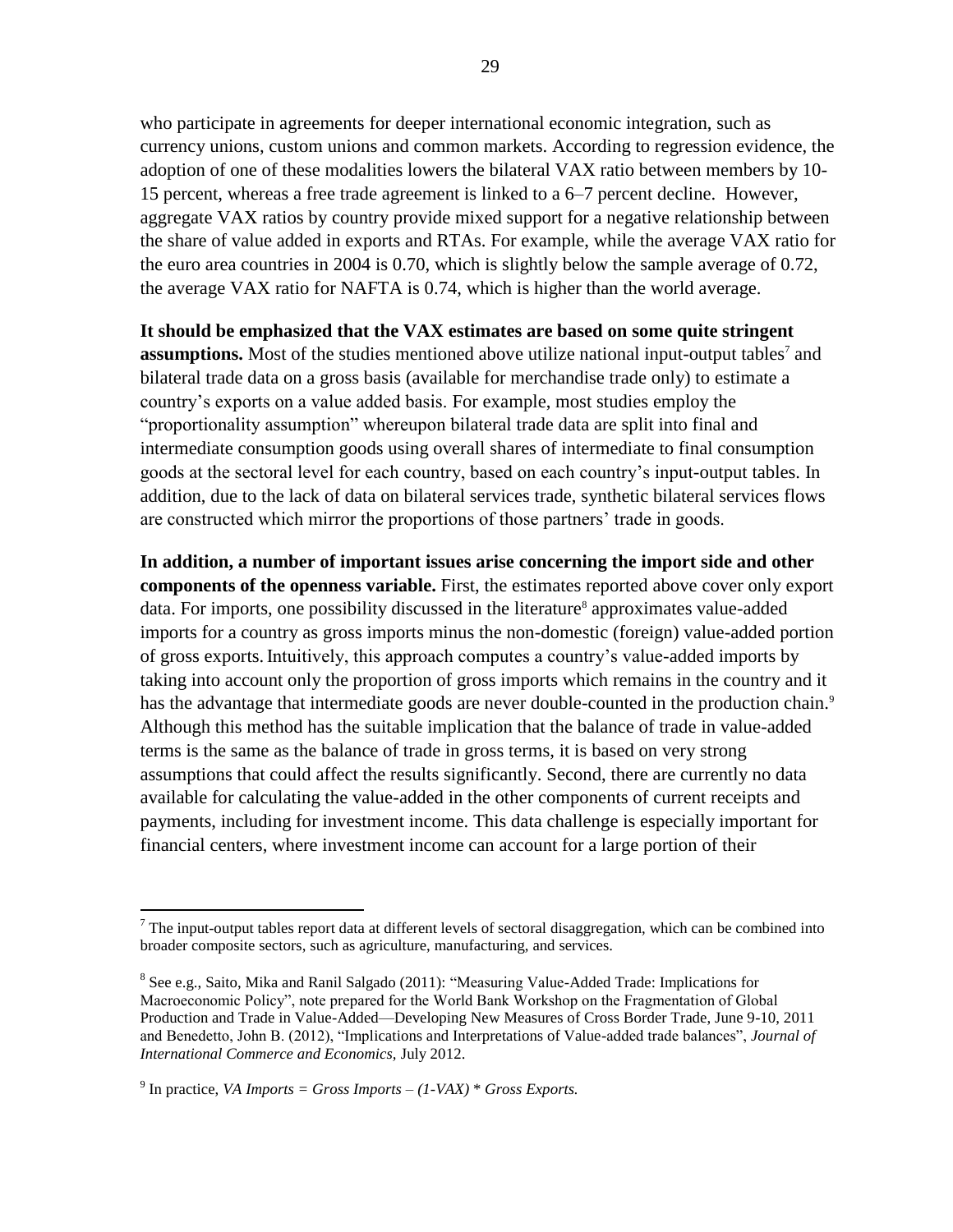who participate in agreements for deeper international economic integration, such as currency unions, custom unions and common markets. According to regression evidence, the adoption of one of these modalities lowers the bilateral VAX ratio between members by 10-15 percent, whereas a free trade agreement is linked to a 6–7 percent decline. However, aggregate VAX ratios by country provide mixed support for a negative relationship between the share of value added in exports and RTAs. For example, while the average VAX ratio for the euro area countries in 2004 is 0.70, which is slightly below the sample average of 0.72, the average VAX ratio for NAFTA is 0.74, which is higher than the world average.

**It should be emphasized that the VAX estimates are based on some quite stringent assumptions.** Most of the studies mentioned above utilize national input-output tables[7] and bilateral trade data on a gross basis (available for merchandise trade only) to estimate a country's exports on a value added basis. For example, most studies employ the "proportionality assumption" whereupon bilateral trade data are split into final and intermediate consumption goods using overall shares of intermediate to final consumption goods at the sectoral level for each country, based on each country's input-output tables. In addition, due to the lack of data on bilateral services trade, synthetic bilateral services flows are constructed which mirror the proportions of those partners' trade in goods.

**In addition, a number of important issues arise concerning the import side and other components of the openness variable.** First, the estimates reported above cover only export data. For imports, one possibility discussed in the literature[8] approximates value-added imports for a country as gross imports minus the non-domestic (foreign) value-added portion of gross exports. Intuitively, this approach computes a country's value-added imports by taking into account only the proportion of gross imports which remains in the country and it has the advantage that intermediate goods are never double-counted in the production chain.[9] Although this method has the suitable implication that the balance of trade in value-added terms is the same as the balance of trade in gross terms, it is based on very strong assumptions that could affect the results significantly. Second, there are currently no data available for calculating the value-added in the other components of current receipts and payments, including for investment income. This data challenge is especially important for financial centers, where investment income can account for a large portion of their

---

[7] The input-output tables report data at different levels of sectoral disaggregation, which can be combined into broader composite sectors, such as agriculture, manufacturing, and services.

[8] See e.g., Saito, Mika and Ranil Salgado (2011): "Measuring Value-Added Trade: Implications for Macroeconomic Policy", note prepared for the World Bank Workshop on the Fragmentation of Global Production and Trade in Value-Added—Developing New Measures of Cross Border Trade, June 9-10, 2011 and Benedetto, John B. (2012), "Implications and Interpretations of Value-added trade balances", *Journal of International Commerce and Economics,* July 2012.

[9] In practice, *VA Imports = Gross Imports – (1-VAX) * Gross Exports.*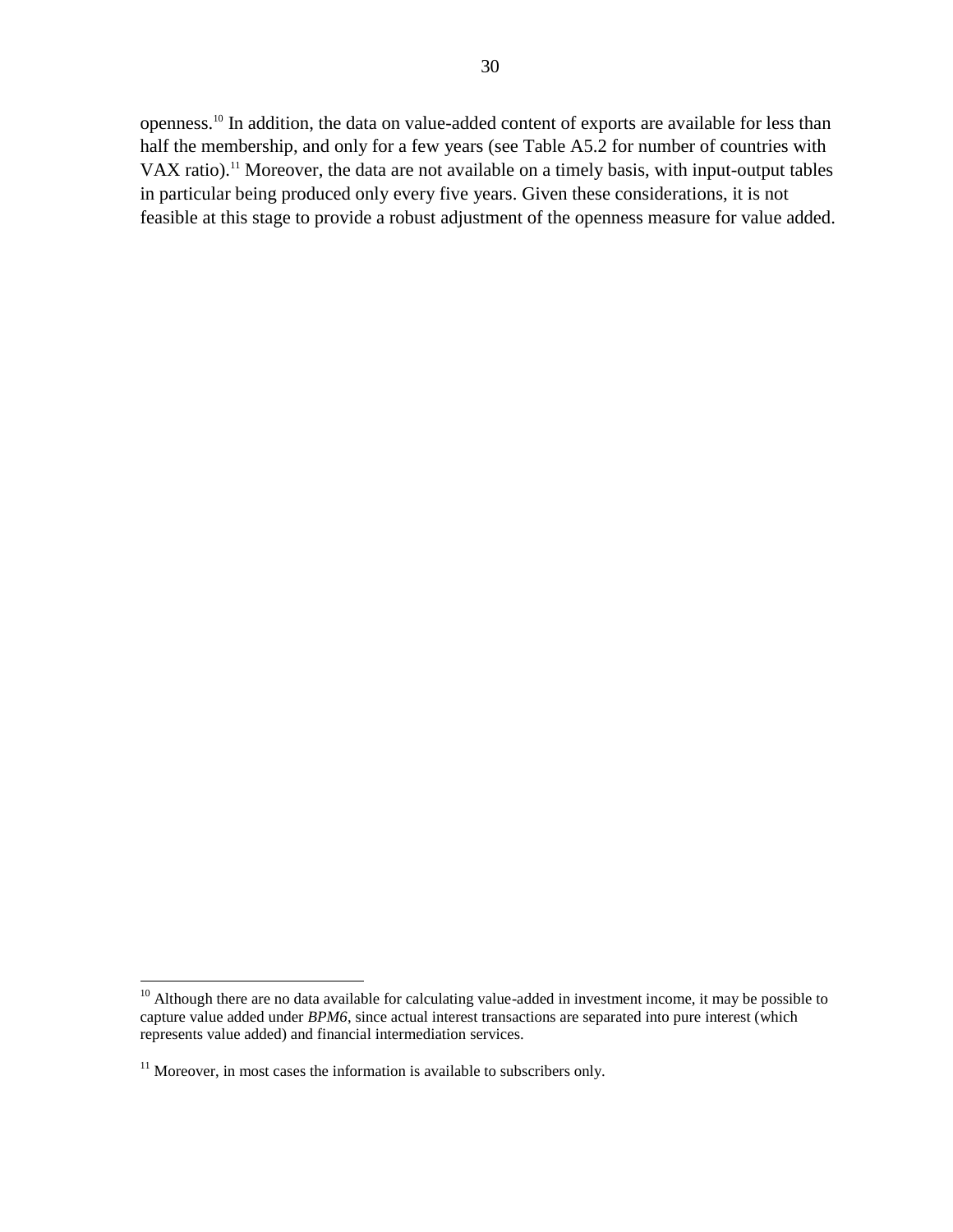openness.[10] In addition, the data on value-added content of exports are available for less than half the membership, and only for a few years (see Table A5.2 for number of countries with VAX ratio).[11] Moreover, the data are not available on a timely basis, with input-output tables in particular being produced only every five years. Given these considerations, it is not feasible at this stage to provide a robust adjustment of the openness measure for value added.

---

[10] Although there are no data available for calculating value-added in investment income, it may be possible to capture value added under *BPM6*, since actual interest transactions are separated into pure interest (which represents value added) and financial intermediation services.

[11] Moreover, in most cases the information is available to subscribers only.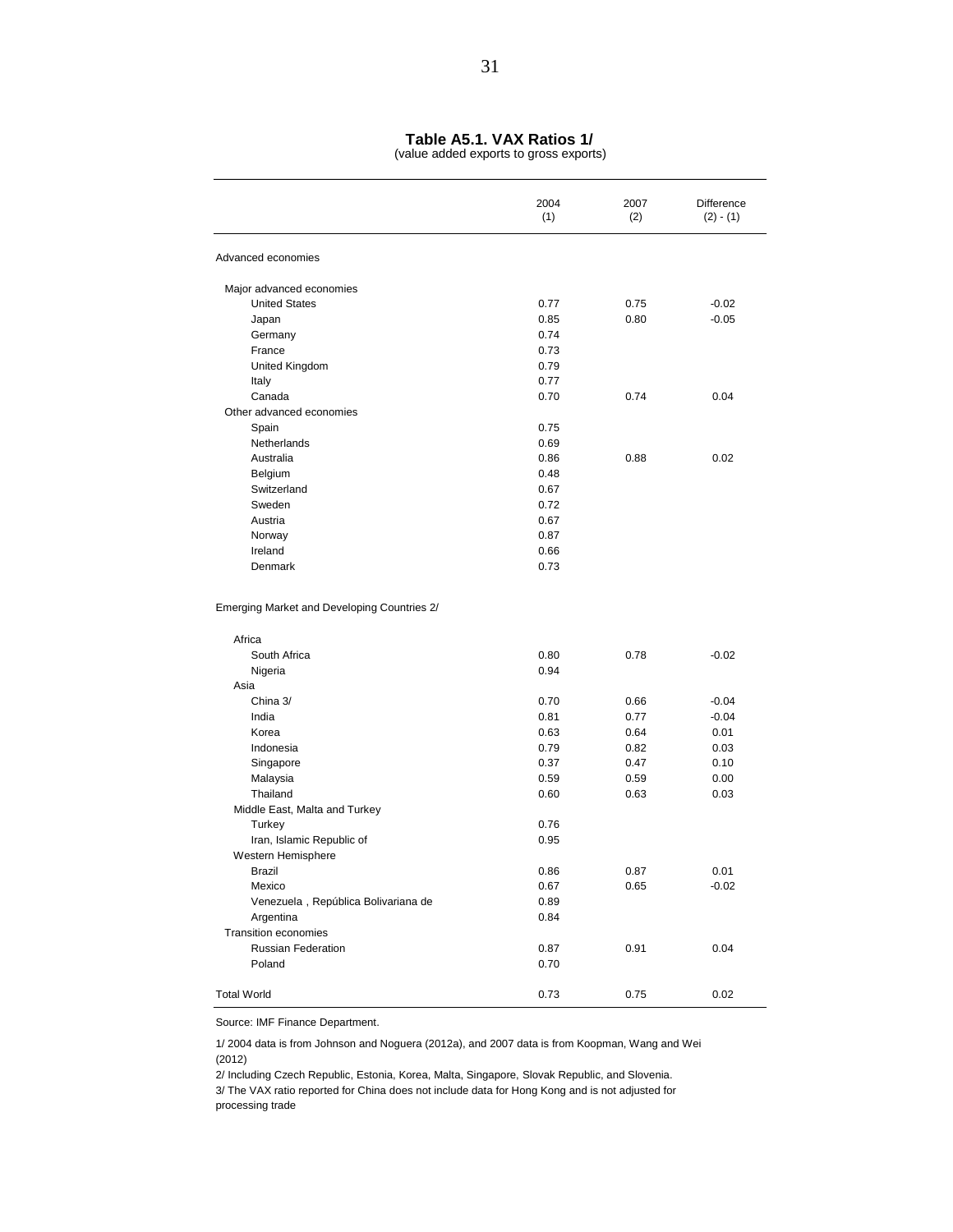**Table A5.1. VAX Ratios 1/**
(value added exports to gross exports)

| | 2004 (1) | 2007 (2) | Difference (2) - (1) |
|---|---|---|---|
| Advanced economies | | | |
| Major advanced economies | | | |
| United States | 0.77 | 0.75 | -0.02 |
| Japan | 0.85 | 0.80 | -0.05 |
| Germany | 0.74 | | |
| France | 0.73 | | |
| United Kingdom | 0.79 | | |
| Italy | 0.77 | | |
| Canada | 0.70 | 0.74 | 0.04 |
| Other advanced economies | | | |
| Spain | 0.75 | | |
| Netherlands | 0.69 | | |
| Australia | 0.86 | 0.88 | 0.02 |
| Belgium | 0.48 | | |
| Switzerland | 0.67 | | |
| Sweden | 0.72 | | |
| Austria | 0.67 | | |
| Norway | 0.87 | | |
| Ireland | 0.66 | | |
| Denmark | 0.73 | | |
| Emerging Market and Developing Countries 2/ | | | |
| Africa | | | |
| South Africa | 0.80 | 0.78 | -0.02 |
| Nigeria | 0.94 | | |
| Asia | | | |
| China 3/ | 0.70 | 0.66 | -0.04 |
| India | 0.81 | 0.77 | -0.04 |
| Korea | 0.63 | 0.64 | 0.01 |
| Indonesia | 0.79 | 0.82 | 0.03 |
| Singapore | 0.37 | 0.47 | 0.10 |
| Malaysia | 0.59 | 0.59 | 0.00 |
| Thailand | 0.60 | 0.63 | 0.03 |
| Middle East, Malta and Turkey | | | |
| Turkey | 0.76 | | |
| Iran, Islamic Republic of | 0.95 | | |
| Western Hemisphere | | | |
| Brazil | 0.86 | 0.87 | 0.01 |
| Mexico | 0.67 | 0.65 | -0.02 |
| Venezuela , República Bolivariana de | 0.89 | | |
| Argentina | 0.84 | | |
| Transition economies | | | |
| Russian Federation | 0.87 | 0.91 | 0.04 |
| Poland | 0.70 | | |
| Total World | 0.73 | 0.75 | 0.02 |

Source: IMF Finance Department.

1/ 2004 data is from Johnson and Noguera (2012a), and 2007 data is from Koopman, Wang and Wei (2012)

2/ Including Czech Republic, Estonia, Korea, Malta, Singapore, Slovak Republic, and Slovenia.

3/ The VAX ratio reported for China does not include data for Hong Kong and is not adjusted for processing trade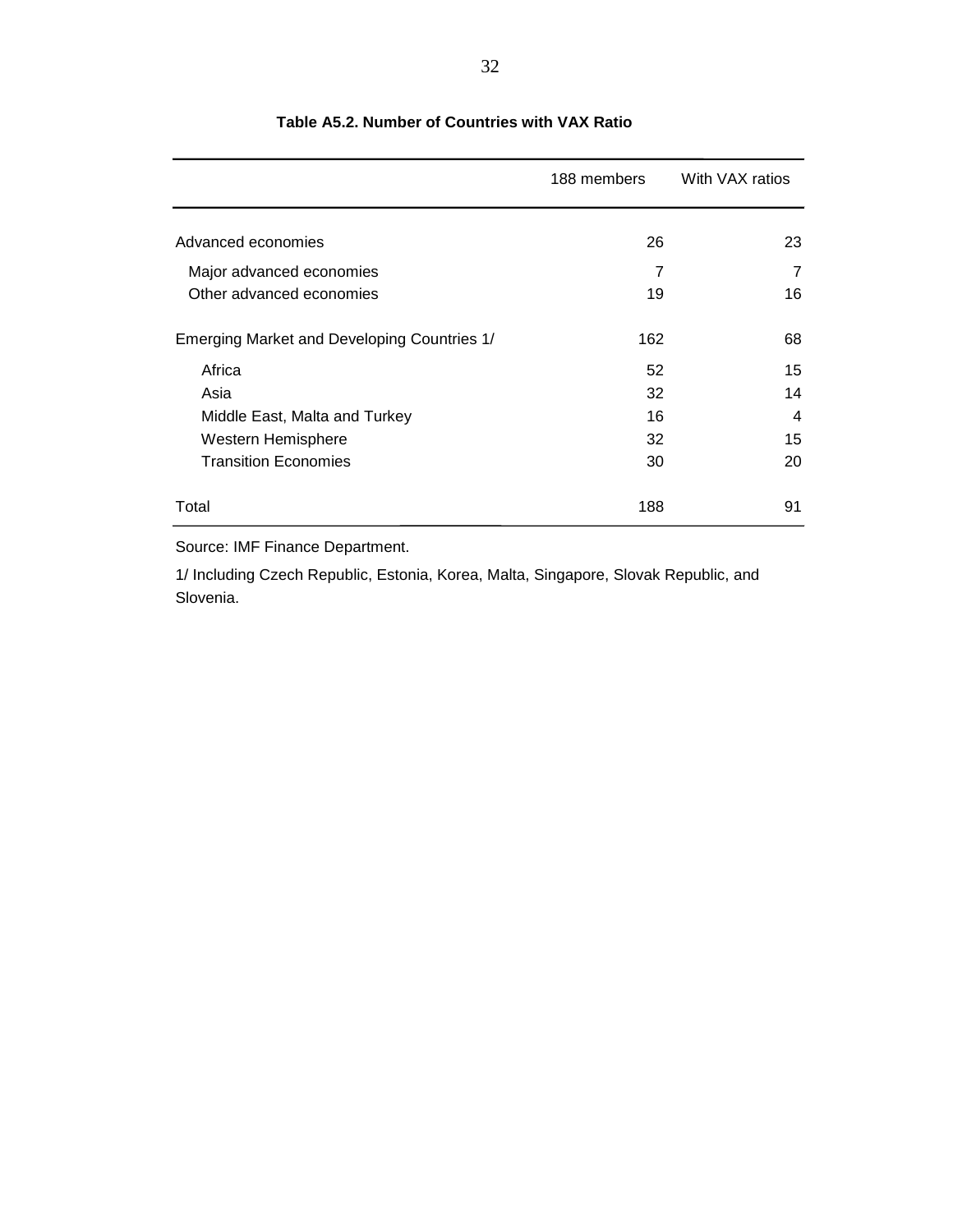**Table A5.2. Number of Countries with VAX Ratio**

| | 188 members | With VAX ratios |
|---|---|---|
| Advanced economies | 26 | 23 |
| Major advanced economies | 7 | 7 |
| Other advanced economies | 19 | 16 |
| Emerging Market and Developing Countries 1/ | 162 | 68 |
| Africa | 52 | 15 |
| Asia | 32 | 14 |
| Middle East, Malta and Turkey | 16 | 4 |
| Western Hemisphere | 32 | 15 |
| Transition Economies | 30 | 20 |
| Total | 188 | 91 |

Source: IMF Finance Department.

1/ Including Czech Republic, Estonia, Korea, Malta, Singapore, Slovak Republic, and Slovenia.